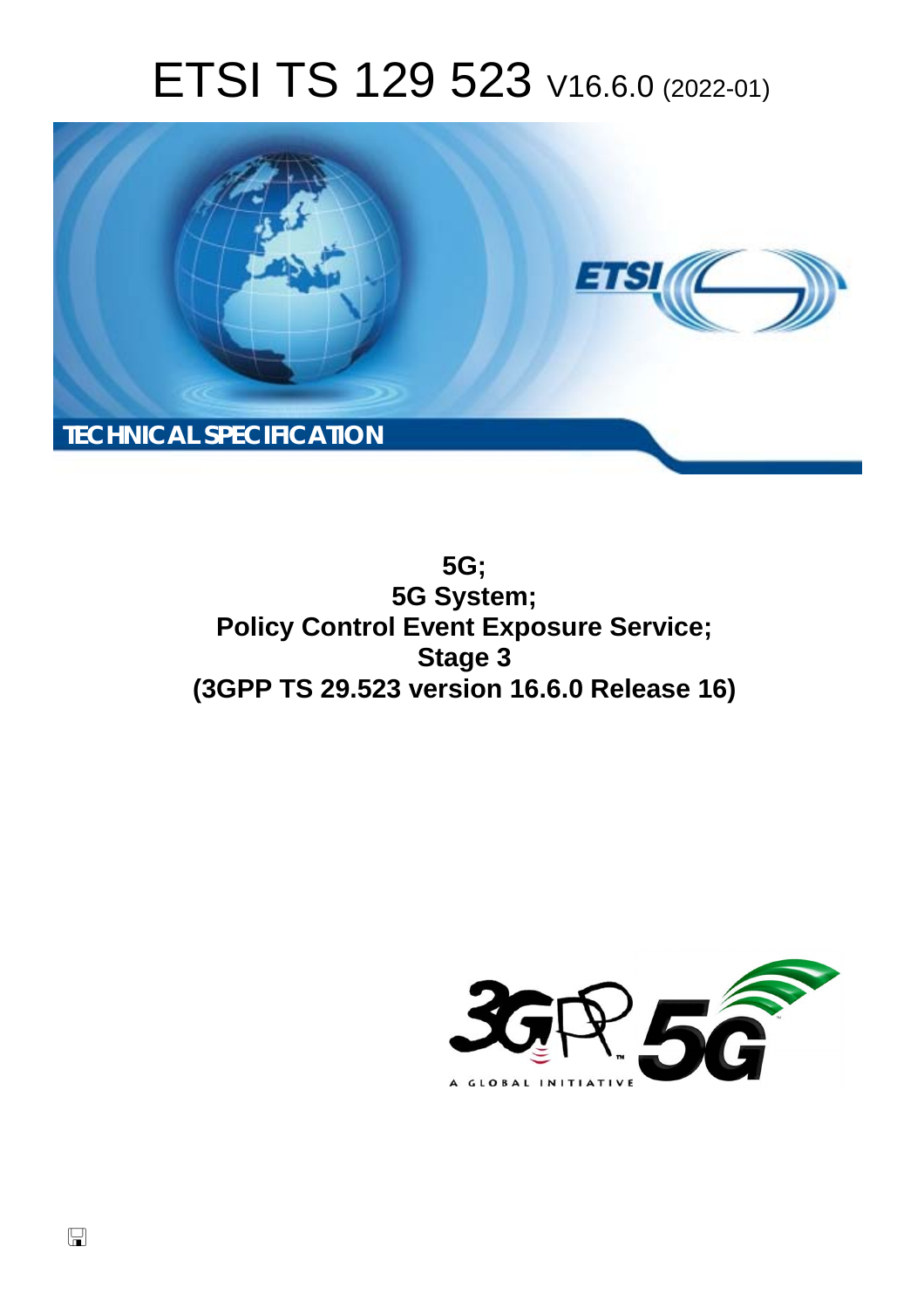# ETSI TS 129 523 V16.6.0 (2022-01)

TECHNICAL SPECIFICATION

**5G;**
**5G System;**
**Policy Control Event Exposure Service;**
**Stage 3**
**(3GPP TS 29.523 version 16.6.0 Release 16)**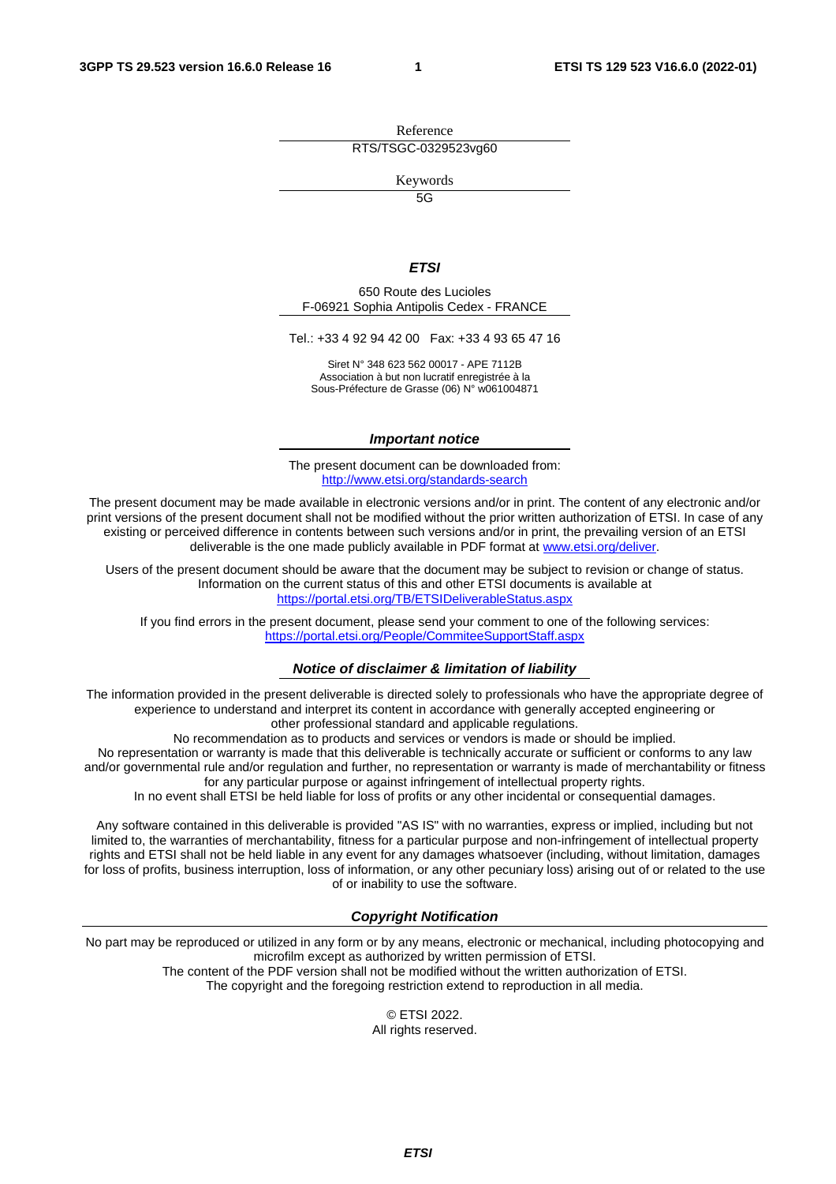Reference

RTS/TSGC-0329523vg60

Keywords

5G

***ETSI***

650 Route des Lucioles
F-06921 Sophia Antipolis Cedex - FRANCE

Tel.: +33 4 92 94 42 00   Fax: +33 4 93 65 47 16

Siret N° 348 623 562 00017 - APE 7112B
Association à but non lucratif enregistrée à la
Sous-Préfecture de Grasse (06) N° w061004871

***Important notice***

The present document can be downloaded from:
http://www.etsi.org/standards-search

The present document may be made available in electronic versions and/or in print. The content of any electronic and/or print versions of the present document shall not be modified without the prior written authorization of ETSI. In case of any existing or perceived difference in contents between such versions and/or in print, the prevailing version of an ETSI deliverable is the one made publicly available in PDF format at www.etsi.org/deliver.

Users of the present document should be aware that the document may be subject to revision or change of status. Information on the current status of this and other ETSI documents is available at
https://portal.etsi.org/TB/ETSIDeliverableStatus.aspx

If you find errors in the present document, please send your comment to one of the following services:
https://portal.etsi.org/People/CommiteeSupportStaff.aspx

***Notice of disclaimer & limitation of liability***

The information provided in the present deliverable is directed solely to professionals who have the appropriate degree of experience to understand and interpret its content in accordance with generally accepted engineering or other professional standard and applicable regulations.
No recommendation as to products and services or vendors is made or should be implied.
No representation or warranty is made that this deliverable is technically accurate or sufficient or conforms to any law and/or governmental rule and/or regulation and further, no representation or warranty is made of merchantability or fitness for any particular purpose or against infringement of intellectual property rights.
In no event shall ETSI be held liable for loss of profits or any other incidental or consequential damages.

Any software contained in this deliverable is provided "AS IS" with no warranties, express or implied, including but not limited to, the warranties of merchantability, fitness for a particular purpose and non-infringement of intellectual property rights and ETSI shall not be held liable in any event for any damages whatsoever (including, without limitation, damages for loss of profits, business interruption, loss of information, or any other pecuniary loss) arising out of or related to the use of or inability to use the software.

***Copyright Notification***

No part may be reproduced or utilized in any form or by any means, electronic or mechanical, including photocopying and microfilm except as authorized by written permission of ETSI.
The content of the PDF version shall not be modified without the written authorization of ETSI.
The copyright and the foregoing restriction extend to reproduction in all media.

© ETSI 2022.
All rights reserved.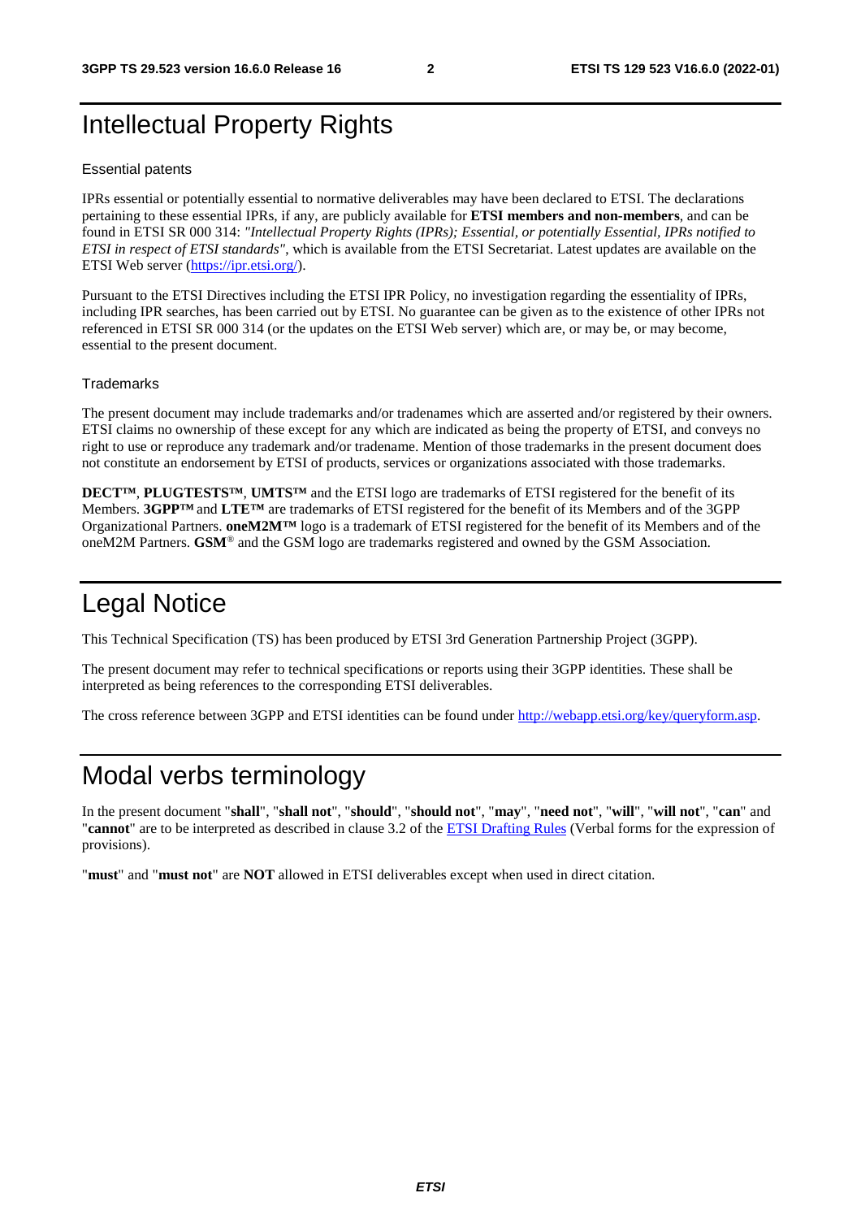# Intellectual Property Rights

### Essential patents

IPRs essential or potentially essential to normative deliverables may have been declared to ETSI. The declarations pertaining to these essential IPRs, if any, are publicly available for **ETSI members and non-members**, and can be found in ETSI SR 000 314: *"Intellectual Property Rights (IPRs); Essential, or potentially Essential, IPRs notified to ETSI in respect of ETSI standards"*, which is available from the ETSI Secretariat. Latest updates are available on the ETSI Web server (https://ipr.etsi.org/).

Pursuant to the ETSI Directives including the ETSI IPR Policy, no investigation regarding the essentiality of IPRs, including IPR searches, has been carried out by ETSI. No guarantee can be given as to the existence of other IPRs not referenced in ETSI SR 000 314 (or the updates on the ETSI Web server) which are, or may be, or may become, essential to the present document.

### Trademarks

The present document may include trademarks and/or tradenames which are asserted and/or registered by their owners. ETSI claims no ownership of these except for any which are indicated as being the property of ETSI, and conveys no right to use or reproduce any trademark and/or tradename. Mention of those trademarks in the present document does not constitute an endorsement by ETSI of products, services or organizations associated with those trademarks.

**DECT™**, **PLUGTESTS™**, **UMTS™** and the ETSI logo are trademarks of ETSI registered for the benefit of its Members. **3GPP™** and **LTE™** are trademarks of ETSI registered for the benefit of its Members and of the 3GPP Organizational Partners. **oneM2M™** logo is a trademark of ETSI registered for the benefit of its Members and of the oneM2M Partners. **GSM**® and the GSM logo are trademarks registered and owned by the GSM Association.

# Legal Notice

This Technical Specification (TS) has been produced by ETSI 3rd Generation Partnership Project (3GPP).

The present document may refer to technical specifications or reports using their 3GPP identities. These shall be interpreted as being references to the corresponding ETSI deliverables.

The cross reference between 3GPP and ETSI identities can be found under http://webapp.etsi.org/key/queryform.asp.

# Modal verbs terminology

In the present document "**shall**", "**shall not**", "**should**", "**should not**", "**may**", "**need not**", "**will**", "**will not**", "**can**" and "**cannot**" are to be interpreted as described in clause 3.2 of the ETSI Drafting Rules (Verbal forms for the expression of provisions).

"**must**" and "**must not**" are **NOT** allowed in ETSI deliverables except when used in direct citation.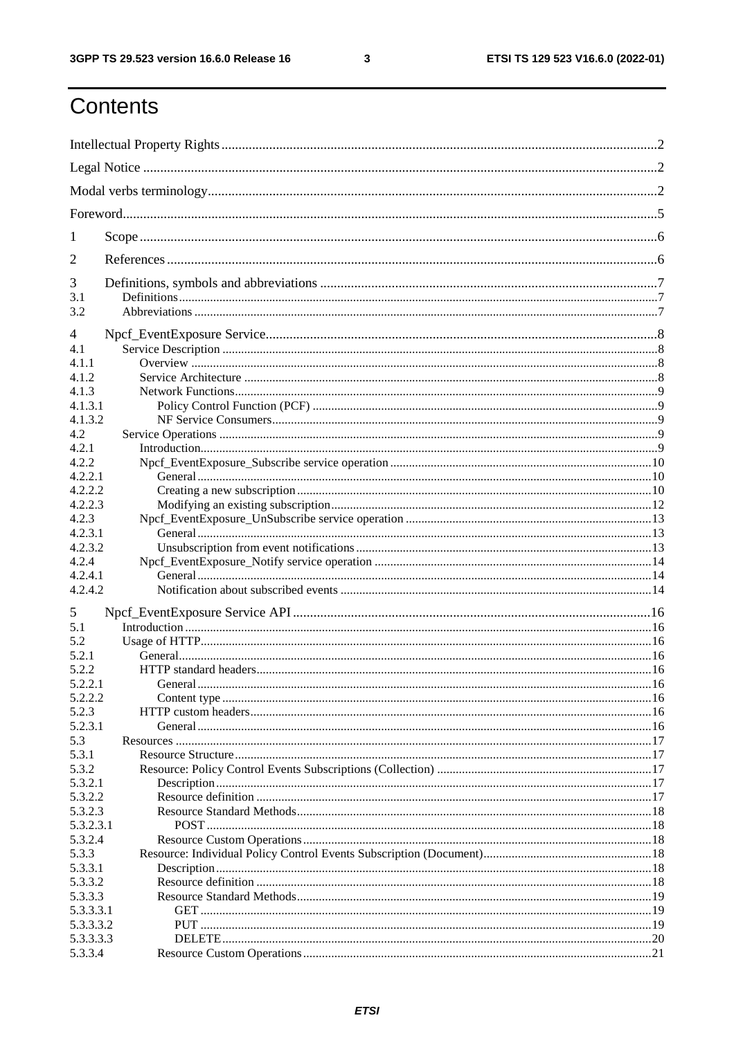# Contents

Intellectual Property Rights ... 2

Legal Notice ... 2

Modal verbs terminology ... 2

Foreword ... 5

1 Scope ... 6

2 References ... 6

3 Definitions, symbols and abbreviations ... 7

3.1 Definitions ... 7

3.2 Abbreviations ... 7

4 Npcf_EventExposure Service ... 8

4.1 Service Description ... 8

4.1.1 Overview ... 8

4.1.2 Service Architecture ... 8

4.1.3 Network Functions ... 9

4.1.3.1 Policy Control Function (PCF) ... 9

4.1.3.2 NF Service Consumers ... 9

4.2 Service Operations ... 9

4.2.1 Introduction ... 9

4.2.2 Npcf_EventExposure_Subscribe service operation ... 10

4.2.2.1 General ... 10

4.2.2.2 Creating a new subscription ... 10

4.2.2.3 Modifying an existing subscription ... 12

4.2.3 Npcf_EventExposure_UnSubscribe service operation ... 13

4.2.3.1 General ... 13

4.2.3.2 Unsubscription from event notifications ... 13

4.2.4 Npcf_EventExposure_Notify service operation ... 14

4.2.4.1 General ... 14

4.2.4.2 Notification about subscribed events ... 14

5 Npcf_EventExposure Service API ... 16

5.1 Introduction ... 16

5.2 Usage of HTTP ... 16

5.2.1 General ... 16

5.2.2 HTTP standard headers ... 16

5.2.2.1 General ... 16

5.2.2.2 Content type ... 16

5.2.3 HTTP custom headers ... 16

5.2.3.1 General ... 16

5.3 Resources ... 17

5.3.1 Resource Structure ... 17

5.3.2 Resource: Policy Control Events Subscriptions (Collection) ... 17

5.3.2.1 Description ... 17

5.3.2.2 Resource definition ... 17

5.3.2.3 Resource Standard Methods ... 18

5.3.2.3.1 POST ... 18

5.3.2.4 Resource Custom Operations ... 18

5.3.3 Resource: Individual Policy Control Events Subscription (Document) ... 18

5.3.3.1 Description ... 18

5.3.3.2 Resource definition ... 18

5.3.3.3 Resource Standard Methods ... 19

5.3.3.3.1 GET ... 19

5.3.3.3.2 PUT ... 19

5.3.3.3.3 DELETE ... 20

5.3.3.4 Resource Custom Operations ... 21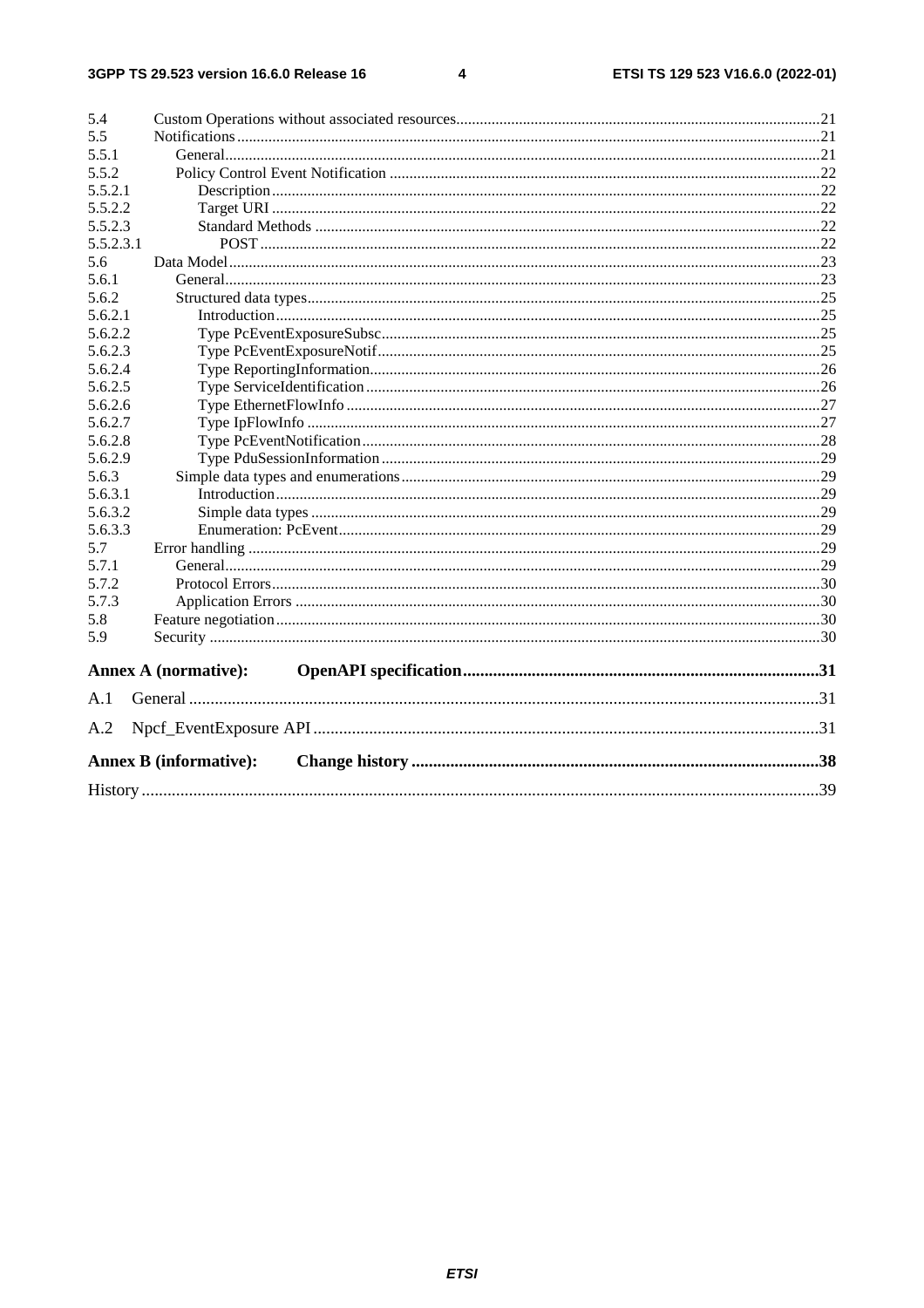5.4 Custom Operations without associated resources ... 21
5.5 Notifications ... 21
5.5.1 General ... 21
5.5.2 Policy Control Event Notification ... 22
5.5.2.1 Description ... 22
5.5.2.2 Target URI ... 22
5.5.2.3 Standard Methods ... 22
5.5.2.3.1 POST ... 22
5.6 Data Model ... 23
5.6.1 General ... 23
5.6.2 Structured data types ... 25
5.6.2.1 Introduction ... 25
5.6.2.2 Type PcEventExposureSubsc ... 25
5.6.2.3 Type PcEventExposureNotif ... 25
5.6.2.4 Type ReportingInformation ... 26
5.6.2.5 Type ServiceIdentification ... 26
5.6.2.6 Type EthernetFlowInfo ... 27
5.6.2.7 Type IpFlowInfo ... 27
5.6.2.8 Type PcEventNotification ... 28
5.6.2.9 Type PduSessionInformation ... 29
5.6.3 Simple data types and enumerations ... 29
5.6.3.1 Introduction ... 29
5.6.3.2 Simple data types ... 29
5.6.3.3 Enumeration: PcEvent ... 29
5.7 Error handling ... 29
5.7.1 General ... 29
5.7.2 Protocol Errors ... 30
5.7.3 Application Errors ... 30
5.8 Feature negotiation ... 30
5.9 Security ... 30

**Annex A (normative): OpenAPI specification ... 31**

A.1 General ... 31

A.2 Npcf_EventExposure API ... 31

**Annex B (informative): Change history ... 38**

History ... 39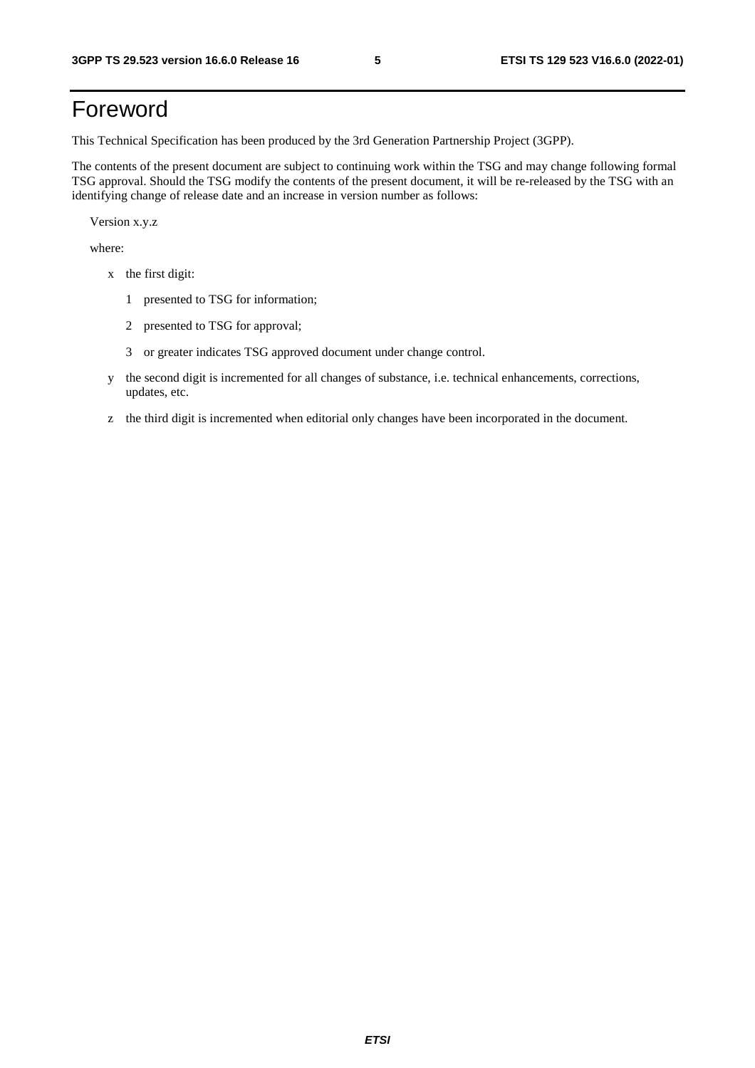# Foreword

This Technical Specification has been produced by the 3rd Generation Partnership Project (3GPP).

The contents of the present document are subject to continuing work within the TSG and may change following formal TSG approval. Should the TSG modify the contents of the present document, it will be re-released by the TSG with an identifying change of release date and an increase in version number as follows:

Version x.y.z

where:

- x the first digit:
  - 1 presented to TSG for information;
  - 2 presented to TSG for approval;
  - 3 or greater indicates TSG approved document under change control.
- y the second digit is incremented for all changes of substance, i.e. technical enhancements, corrections, updates, etc.
- z the third digit is incremented when editorial only changes have been incorporated in the document.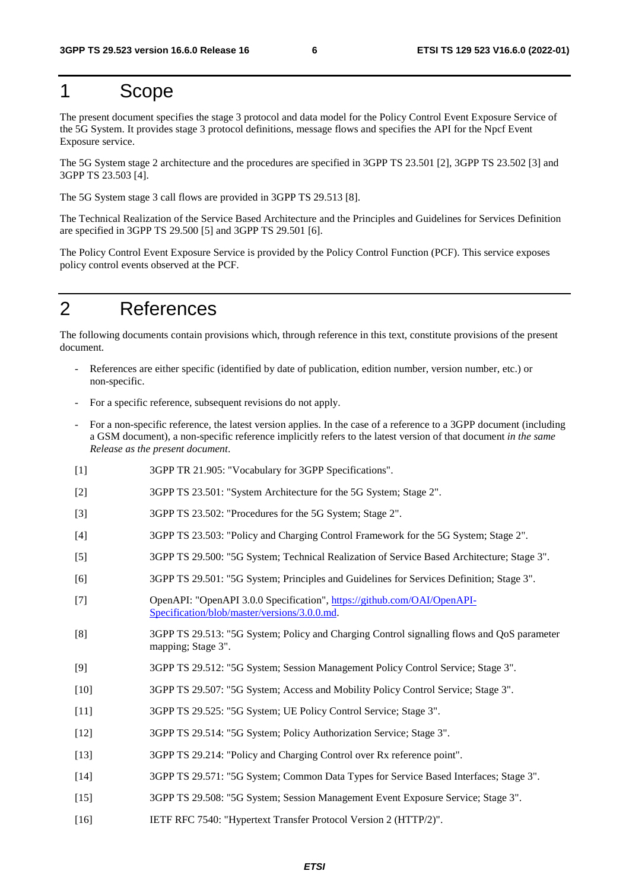# 1 Scope

The present document specifies the stage 3 protocol and data model for the Policy Control Event Exposure Service of the 5G System. It provides stage 3 protocol definitions, message flows and specifies the API for the Npcf Event Exposure service.

The 5G System stage 2 architecture and the procedures are specified in 3GPP TS 23.501 [2], 3GPP TS 23.502 [3] and 3GPP TS 23.503 [4].

The 5G System stage 3 call flows are provided in 3GPP TS 29.513 [8].

The Technical Realization of the Service Based Architecture and the Principles and Guidelines for Services Definition are specified in 3GPP TS 29.500 [5] and 3GPP TS 29.501 [6].

The Policy Control Event Exposure Service is provided by the Policy Control Function (PCF). This service exposes policy control events observed at the PCF.

# 2 References

The following documents contain provisions which, through reference in this text, constitute provisions of the present document.

- References are either specific (identified by date of publication, edition number, version number, etc.) or non-specific.
- For a specific reference, subsequent revisions do not apply.
- For a non-specific reference, the latest version applies. In the case of a reference to a 3GPP document (including a GSM document), a non-specific reference implicitly refers to the latest version of that document *in the same Release as the present document*.

[1] 3GPP TR 21.905: "Vocabulary for 3GPP Specifications".

[2] 3GPP TS 23.501: "System Architecture for the 5G System; Stage 2".

[3] 3GPP TS 23.502: "Procedures for the 5G System; Stage 2".

[4] 3GPP TS 23.503: "Policy and Charging Control Framework for the 5G System; Stage 2".

[5] 3GPP TS 29.500: "5G System; Technical Realization of Service Based Architecture; Stage 3".

[6] 3GPP TS 29.501: "5G System; Principles and Guidelines for Services Definition; Stage 3".

[7] OpenAPI: "OpenAPI 3.0.0 Specification", https://github.com/OAI/OpenAPI-Specification/blob/master/versions/3.0.0.md.

[8] 3GPP TS 29.513: "5G System; Policy and Charging Control signalling flows and QoS parameter mapping; Stage 3".

[9] 3GPP TS 29.512: "5G System; Session Management Policy Control Service; Stage 3".

[10] 3GPP TS 29.507: "5G System; Access and Mobility Policy Control Service; Stage 3".

[11] 3GPP TS 29.525: "5G System; UE Policy Control Service; Stage 3".

[12] 3GPP TS 29.514: "5G System; Policy Authorization Service; Stage 3".

[13] 3GPP TS 29.214: "Policy and Charging Control over Rx reference point".

[14] 3GPP TS 29.571: "5G System; Common Data Types for Service Based Interfaces; Stage 3".

[15] 3GPP TS 29.508: "5G System; Session Management Event Exposure Service; Stage 3".

[16] IETF RFC 7540: "Hypertext Transfer Protocol Version 2 (HTTP/2)".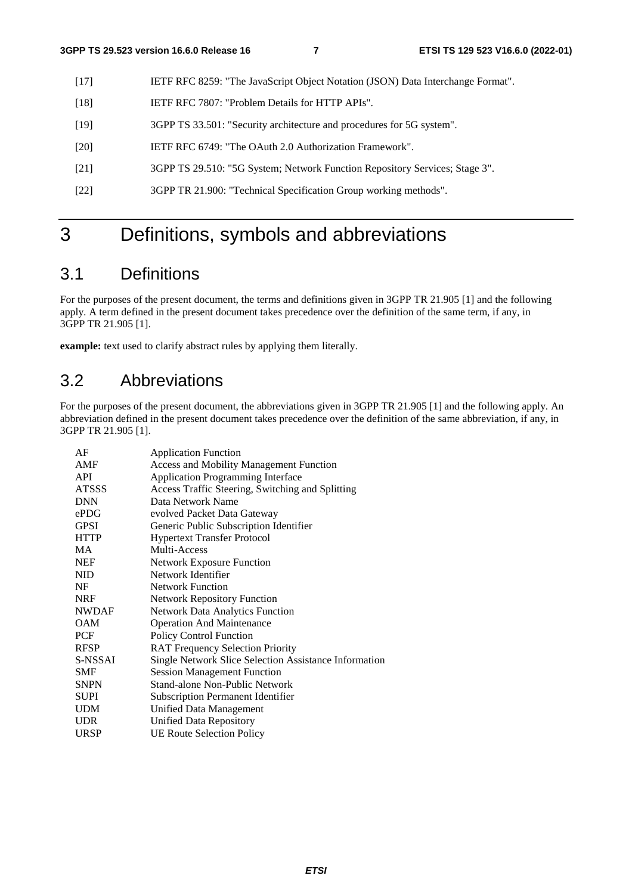[17] IETF RFC 8259: "The JavaScript Object Notation (JSON) Data Interchange Format".

[18] IETF RFC 7807: "Problem Details for HTTP APIs".

[19] 3GPP TS 33.501: "Security architecture and procedures for 5G system".

[20] IETF RFC 6749: "The OAuth 2.0 Authorization Framework".

[21] 3GPP TS 29.510: "5G System; Network Function Repository Services; Stage 3".

[22] 3GPP TR 21.900: "Technical Specification Group working methods".

# 3 Definitions, symbols and abbreviations

## 3.1 Definitions

For the purposes of the present document, the terms and definitions given in 3GPP TR 21.905 [1] and the following apply. A term defined in the present document takes precedence over the definition of the same term, if any, in 3GPP TR 21.905 [1].

**example:** text used to clarify abstract rules by applying them literally.

## 3.2 Abbreviations

For the purposes of the present document, the abbreviations given in 3GPP TR 21.905 [1] and the following apply. An abbreviation defined in the present document takes precedence over the definition of the same abbreviation, if any, in 3GPP TR 21.905 [1].

| | |
|---|---|
| AF | Application Function |
| AMF | Access and Mobility Management Function |
| API | Application Programming Interface |
| ATSSS | Access Traffic Steering, Switching and Splitting |
| DNN | Data Network Name |
| ePDG | evolved Packet Data Gateway |
| GPSI | Generic Public Subscription Identifier |
| HTTP | Hypertext Transfer Protocol |
| MA | Multi-Access |
| NEF | Network Exposure Function |
| NID | Network Identifier |
| NF | Network Function |
| NRF | Network Repository Function |
| NWDAF | Network Data Analytics Function |
| OAM | Operation And Maintenance |
| PCF | Policy Control Function |
| RFSP | RAT Frequency Selection Priority |
| S-NSSAI | Single Network Slice Selection Assistance Information |
| SMF | Session Management Function |
| SNPN | Stand-alone Non-Public Network |
| SUPI | Subscription Permanent Identifier |
| UDM | Unified Data Management |
| UDR | Unified Data Repository |
| URSP | UE Route Selection Policy |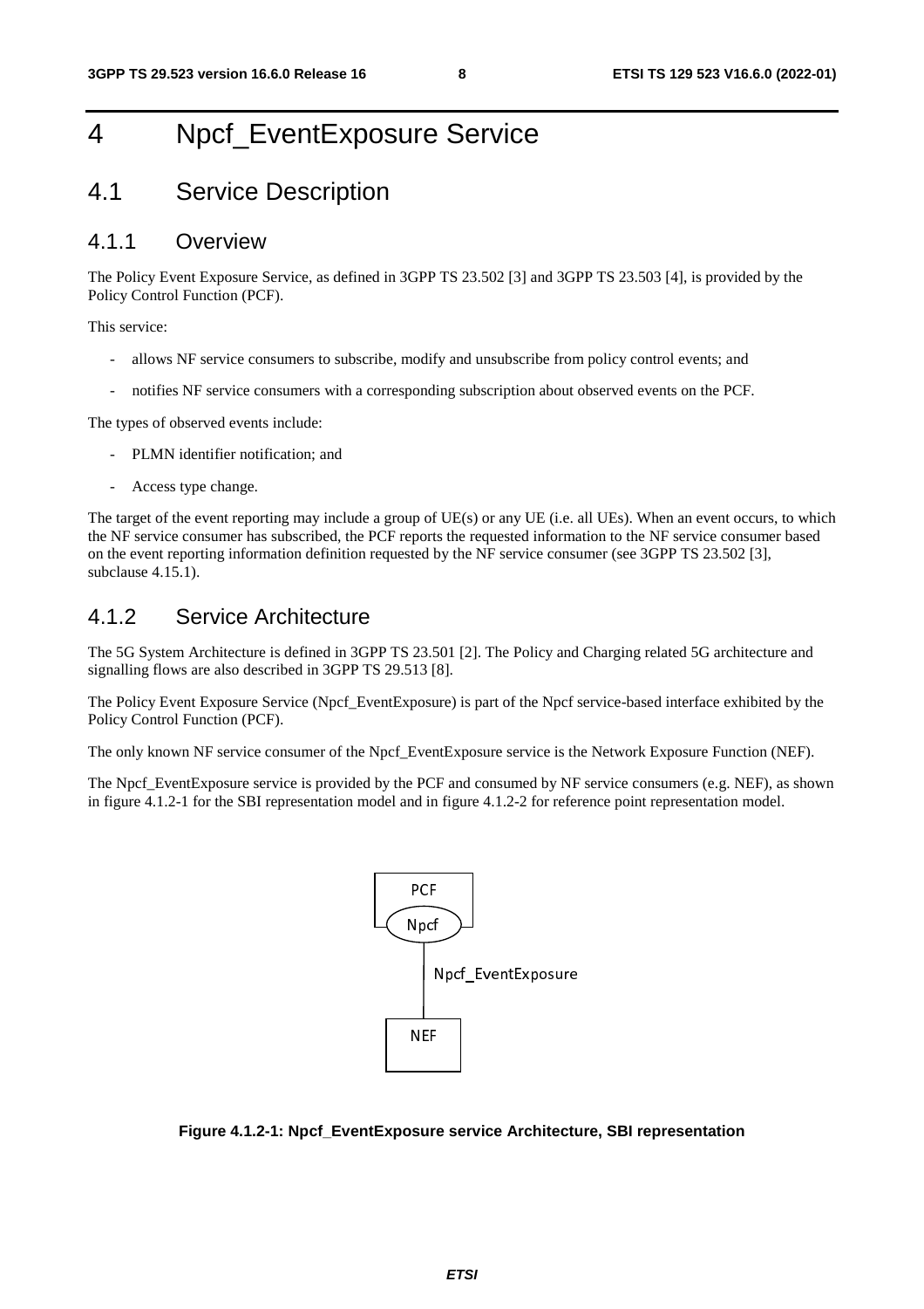# 4 Npcf_EventExposure Service

## 4.1 Service Description

### 4.1.1 Overview

The Policy Event Exposure Service, as defined in 3GPP TS 23.502 [3] and 3GPP TS 23.503 [4], is provided by the Policy Control Function (PCF).

This service:

- allows NF service consumers to subscribe, modify and unsubscribe from policy control events; and
- notifies NF service consumers with a corresponding subscription about observed events on the PCF.

The types of observed events include:

- PLMN identifier notification; and
- Access type change.

The target of the event reporting may include a group of UE(s) or any UE (i.e. all UEs). When an event occurs, to which the NF service consumer has subscribed, the PCF reports the requested information to the NF service consumer based on the event reporting information definition requested by the NF service consumer (see 3GPP TS 23.502 [3], subclause 4.15.1).

### 4.1.2 Service Architecture

The 5G System Architecture is defined in 3GPP TS 23.501 [2]. The Policy and Charging related 5G architecture and signalling flows are also described in 3GPP TS 29.513 [8].

The Policy Event Exposure Service (Npcf_EventExposure) is part of the Npcf service-based interface exhibited by the Policy Control Function (PCF).

The only known NF service consumer of the Npcf_EventExposure service is the Network Exposure Function (NEF).

The Npcf_EventExposure service is provided by the PCF and consumed by NF service consumers (e.g. NEF), as shown in figure 4.1.2-1 for the SBI representation model and in figure 4.1.2-2 for reference point representation model.

PCF

Npcf

Npcf_EventExposure

NEF

**Figure 4.1.2-1: Npcf_EventExposure service Architecture, SBI representation**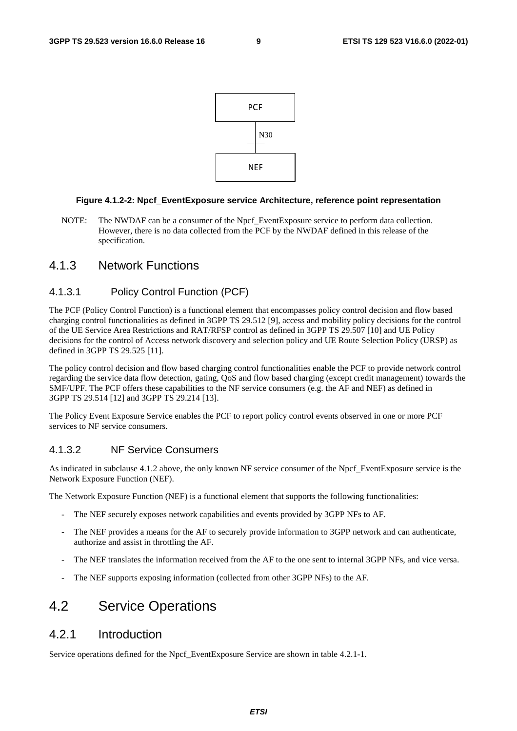PCF

N30

NEF

**Figure 4.1.2-2: Npcf_EventExposure service Architecture, reference point representation**

NOTE: The NWDAF can be a consumer of the Npcf_EventExposure service to perform data collection. However, there is no data collected from the PCF by the NWDAF defined in this release of the specification.

## 4.1.3 Network Functions

### 4.1.3.1 Policy Control Function (PCF)

The PCF (Policy Control Function) is a functional element that encompasses policy control decision and flow based charging control functionalities as defined in 3GPP TS 29.512 [9], access and mobility policy decisions for the control of the UE Service Area Restrictions and RAT/RFSP control as defined in 3GPP TS 29.507 [10] and UE Policy decisions for the control of Access network discovery and selection policy and UE Route Selection Policy (URSP) as defined in 3GPP TS 29.525 [11].

The policy control decision and flow based charging control functionalities enable the PCF to provide network control regarding the service data flow detection, gating, QoS and flow based charging (except credit management) towards the SMF/UPF. The PCF offers these capabilities to the NF service consumers (e.g. the AF and NEF) as defined in 3GPP TS 29.514 [12] and 3GPP TS 29.214 [13].

The Policy Event Exposure Service enables the PCF to report policy control events observed in one or more PCF services to NF service consumers.

### 4.1.3.2 NF Service Consumers

As indicated in subclause 4.1.2 above, the only known NF service consumer of the Npcf_EventExposure service is the Network Exposure Function (NEF).

The Network Exposure Function (NEF) is a functional element that supports the following functionalities:

- The NEF securely exposes network capabilities and events provided by 3GPP NFs to AF.
- The NEF provides a means for the AF to securely provide information to 3GPP network and can authenticate, authorize and assist in throttling the AF.
- The NEF translates the information received from the AF to the one sent to internal 3GPP NFs, and vice versa.
- The NEF supports exposing information (collected from other 3GPP NFs) to the AF.

# 4.2 Service Operations

## 4.2.1 Introduction

Service operations defined for the Npcf_EventExposure Service are shown in table 4.2.1-1.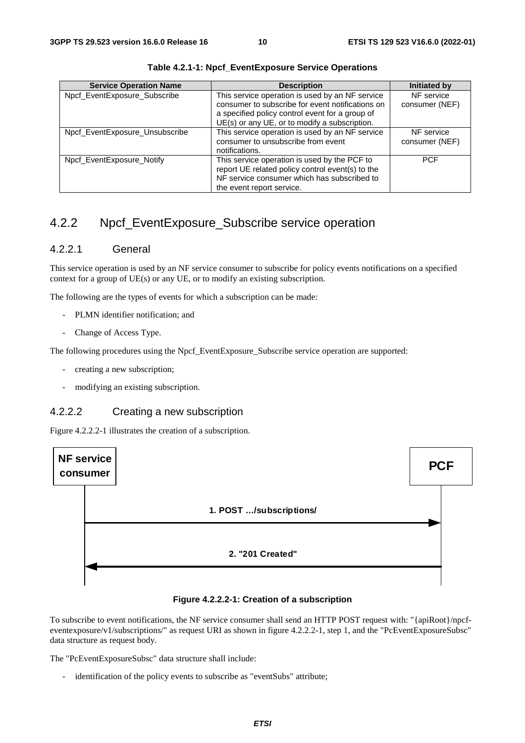**Table 4.2.1-1: Npcf_EventExposure Service Operations**

| Service Operation Name | Description | Initiated by |
| --- | --- | --- |
| Npcf_EventExposure_Subscribe | This service operation is used by an NF service consumer to subscribe for event notifications on a specified policy control event for a group of UE(s) or any UE, or to modify a subscription. | NF service consumer (NEF) |
| Npcf_EventExposure_Unsubscribe | This service operation is used by an NF service consumer to unsubscribe from event notifications. | NF service consumer (NEF) |
| Npcf_EventExposure_Notify | This service operation is used by the PCF to report UE related policy control event(s) to the NF service consumer which has subscribed to the event report service. | PCF |

## 4.2.2 Npcf_EventExposure_Subscribe service operation

### 4.2.2.1 General

This service operation is used by an NF service consumer to subscribe for policy events notifications on a specified context for a group of UE(s) or any UE, or to modify an existing subscription.

The following are the types of events for which a subscription can be made:

- PLMN identifier notification; and
- Change of Access Type.

The following procedures using the Npcf_EventExposure_Subscribe service operation are supported:

- creating a new subscription;
- modifying an existing subscription.

### 4.2.2.2 Creating a new subscription

Figure 4.2.2.2-1 illustrates the creation of a subscription.

NF service consumer → PCF: 1. POST …/subscriptions/

PCF → NF service consumer: 2. "201 Created"

**Figure 4.2.2.2-1: Creation of a subscription**

To subscribe to event notifications, the NF service consumer shall send an HTTP POST request with: "{apiRoot}/npcf-eventexposure/v1/subscriptions/" as request URI as shown in figure 4.2.2.2-1, step 1, and the "PcEventExposureSubsc" data structure as request body.

The "PcEventExposureSubsc" data structure shall include:

- identification of the policy events to subscribe as "eventSubs" attribute;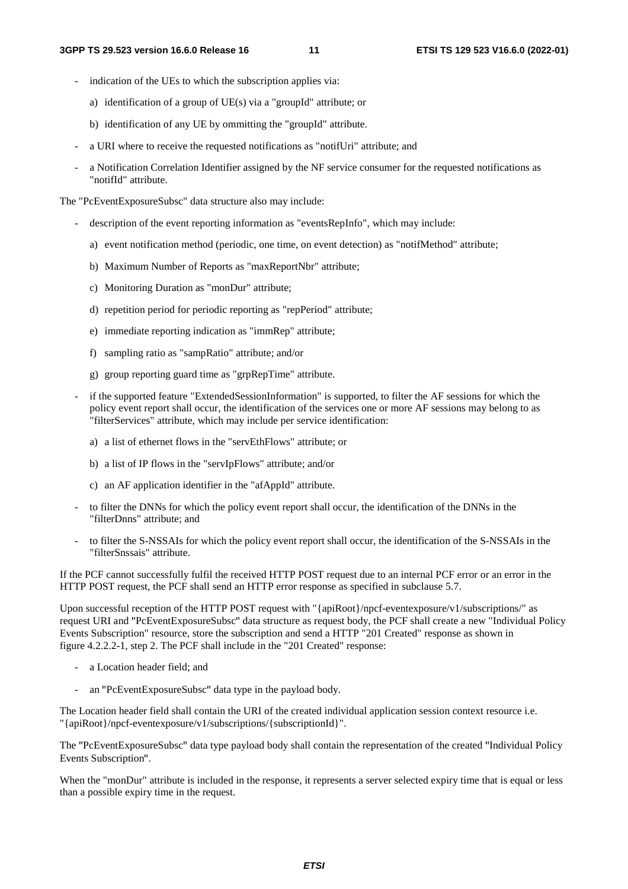- indication of the UEs to which the subscription applies via:
  - a) identification of a group of UE(s) via a "groupId" attribute; or
  - b) identification of any UE by ommitting the "groupId" attribute.
- a URI where to receive the requested notifications as "notifUri" attribute; and
- a Notification Correlation Identifier assigned by the NF service consumer for the requested notifications as "notifId" attribute.

The "PcEventExposureSubsc" data structure also may include:

- description of the event reporting information as "eventsRepInfo", which may include:
  - a) event notification method (periodic, one time, on event detection) as "notifMethod" attribute;
  - b) Maximum Number of Reports as "maxReportNbr" attribute;
  - c) Monitoring Duration as "monDur" attribute;
  - d) repetition period for periodic reporting as "repPeriod" attribute;
  - e) immediate reporting indication as "immRep" attribute;
  - f) sampling ratio as "sampRatio" attribute; and/or
  - g) group reporting guard time as "grpRepTime" attribute.
- if the supported feature "ExtendedSessionInformation" is supported, to filter the AF sessions for which the policy event report shall occur, the identification of the services one or more AF sessions may belong to as "filterServices" attribute, which may include per service identification:
  - a) a list of ethernet flows in the "servEthFlows" attribute; or
  - b) a list of IP flows in the "servIpFlows" attribute; and/or
  - c) an AF application identifier in the "afAppId" attribute.
- to filter the DNNs for which the policy event report shall occur, the identification of the DNNs in the "filterDnns" attribute; and
- to filter the S-NSSAIs for which the policy event report shall occur, the identification of the S-NSSAIs in the "filterSnssais" attribute.

If the PCF cannot successfully fulfil the received HTTP POST request due to an internal PCF error or an error in the HTTP POST request, the PCF shall send an HTTP error response as specified in subclause 5.7.

Upon successful reception of the HTTP POST request with "{apiRoot}/npcf-eventexposure/v1/subscriptions/" as request URI and "PcEventExposureSubsc" data structure as request body, the PCF shall create a new "Individual Policy Events Subscription" resource, store the subscription and send a HTTP "201 Created" response as shown in figure 4.2.2.2-1, step 2. The PCF shall include in the "201 Created" response:

- a Location header field; and
- an "PcEventExposureSubsc" data type in the payload body.

The Location header field shall contain the URI of the created individual application session context resource i.e. "{apiRoot}/npcf-eventexposure/v1/subscriptions/{subscriptionId}".

The "PcEventExposureSubsc" data type payload body shall contain the representation of the created "Individual Policy Events Subscription".

When the "monDur" attribute is included in the response, it represents a server selected expiry time that is equal or less than a possible expiry time in the request.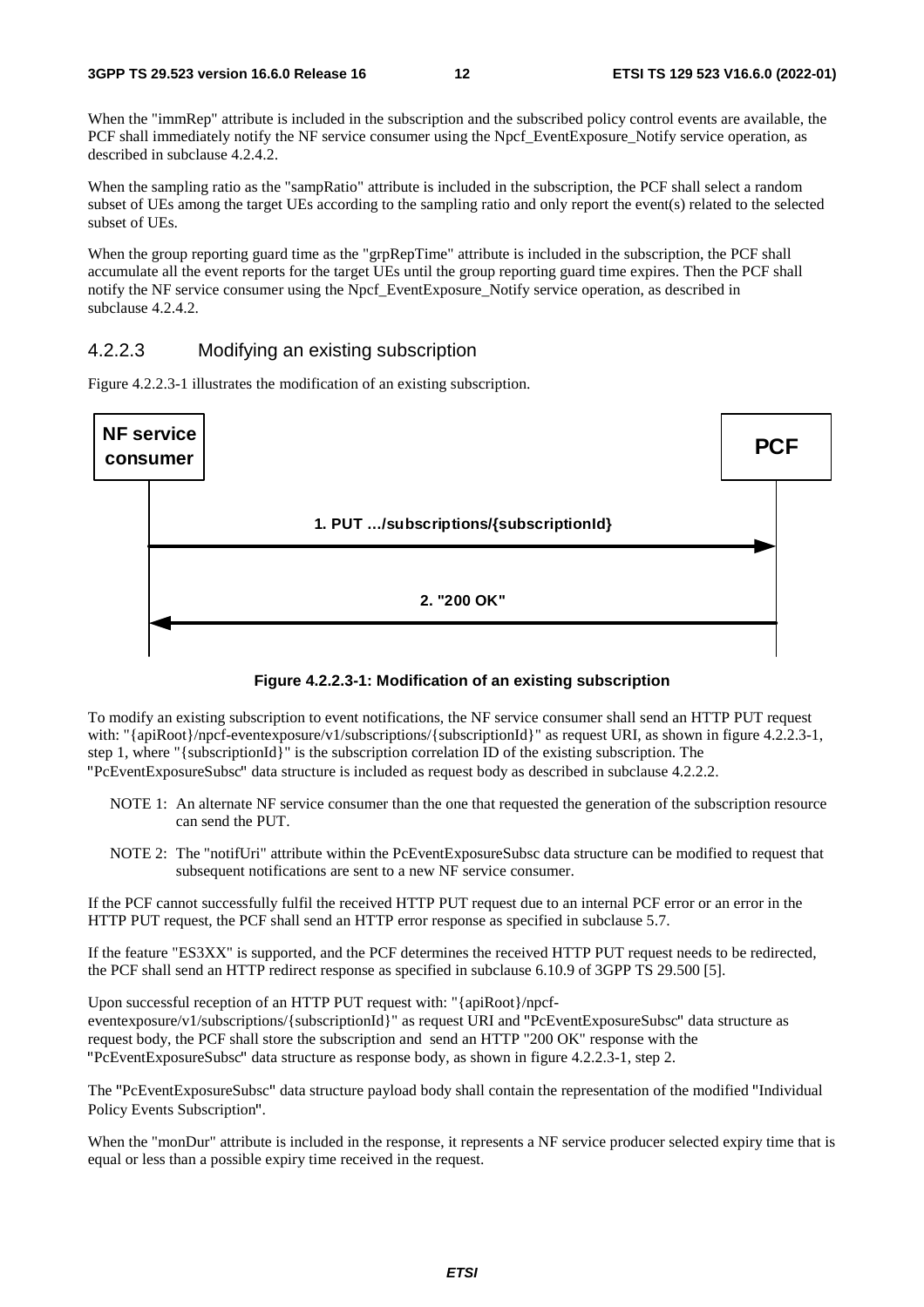When the "immRep" attribute is included in the subscription and the subscribed policy control events are available, the PCF shall immediately notify the NF service consumer using the Npcf_EventExposure_Notify service operation, as described in subclause 4.2.4.2.

When the sampling ratio as the "sampRatio" attribute is included in the subscription, the PCF shall select a random subset of UEs among the target UEs according to the sampling ratio and only report the event(s) related to the selected subset of UEs.

When the group reporting guard time as the "grpRepTime" attribute is included in the subscription, the PCF shall accumulate all the event reports for the target UEs until the group reporting guard time expires. Then the PCF shall notify the NF service consumer using the Npcf_EventExposure_Notify service operation, as described in subclause 4.2.4.2.

#### 4.2.2.3 Modifying an existing subscription

Figure 4.2.2.3-1 illustrates the modification of an existing subscription.

NF service consumer → PCF: 1. PUT …/subscriptions/{subscriptionId}

PCF → NF service consumer: 2. "200 OK"

**Figure 4.2.2.3-1: Modification of an existing subscription**

To modify an existing subscription to event notifications, the NF service consumer shall send an HTTP PUT request with: "{apiRoot}/npcf-eventexposure/v1/subscriptions/{subscriptionId}" as request URI, as shown in figure 4.2.2.3-1, step 1, where "{subscriptionId}" is the subscription correlation ID of the existing subscription. The "PcEventExposureSubsc" data structure is included as request body as described in subclause 4.2.2.2.

NOTE 1: An alternate NF service consumer than the one that requested the generation of the subscription resource can send the PUT.

NOTE 2: The "notifUri" attribute within the PcEventExposureSubsc data structure can be modified to request that subsequent notifications are sent to a new NF service consumer.

If the PCF cannot successfully fulfil the received HTTP PUT request due to an internal PCF error or an error in the HTTP PUT request, the PCF shall send an HTTP error response as specified in subclause 5.7.

If the feature "ES3XX" is supported, and the PCF determines the received HTTP PUT request needs to be redirected, the PCF shall send an HTTP redirect response as specified in subclause 6.10.9 of 3GPP TS 29.500 [5].

Upon successful reception of an HTTP PUT request with: "{apiRoot}/npcf-eventexposure/v1/subscriptions/{subscriptionId}" as request URI and "PcEventExposureSubsc" data structure as request body, the PCF shall store the subscription and send an HTTP "200 OK" response with the "PcEventExposureSubsc" data structure as response body, as shown in figure 4.2.2.3-1, step 2.

The "PcEventExposureSubsc" data structure payload body shall contain the representation of the modified "Individual Policy Events Subscription".

When the "monDur" attribute is included in the response, it represents a NF service producer selected expiry time that is equal or less than a possible expiry time received in the request.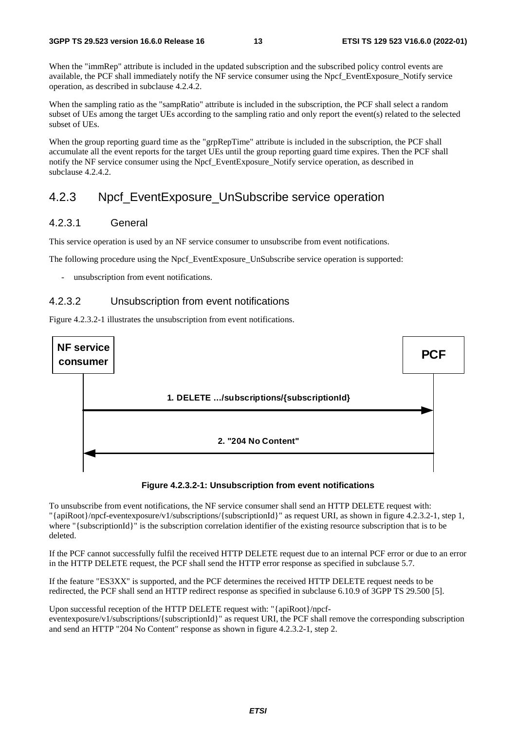When the "immRep" attribute is included in the updated subscription and the subscribed policy control events are available, the PCF shall immediately notify the NF service consumer using the Npcf_EventExposure_Notify service operation, as described in subclause 4.2.4.2.

When the sampling ratio as the "sampRatio" attribute is included in the subscription, the PCF shall select a random subset of UEs among the target UEs according to the sampling ratio and only report the event(s) related to the selected subset of UEs.

When the group reporting guard time as the "grpRepTime" attribute is included in the subscription, the PCF shall accumulate all the event reports for the target UEs until the group reporting guard time expires. Then the PCF shall notify the NF service consumer using the Npcf_EventExposure_Notify service operation, as described in subclause 4.2.4.2.

## 4.2.3 Npcf_EventExposure_UnSubscribe service operation

### 4.2.3.1 General

This service operation is used by an NF service consumer to unsubscribe from event notifications.

The following procedure using the Npcf_EventExposure_UnSubscribe service operation is supported:

- unsubscription from event notifications.

### 4.2.3.2 Unsubscription from event notifications

Figure 4.2.3.2-1 illustrates the unsubscription from event notifications.

NF service consumer → PCF: 1. DELETE …/subscriptions/{subscriptionId}

PCF → NF service consumer: 2. "204 No Content"

**Figure 4.2.3.2-1: Unsubscription from event notifications**

To unsubscribe from event notifications, the NF service consumer shall send an HTTP DELETE request with: "{apiRoot}/npcf-eventexposure/v1/subscriptions/{subscriptionId}" as request URI, as shown in figure 4.2.3.2-1, step 1, where "{subscriptionId}" is the subscription correlation identifier of the existing resource subscription that is to be deleted.

If the PCF cannot successfully fulfil the received HTTP DELETE request due to an internal PCF error or due to an error in the HTTP DELETE request, the PCF shall send the HTTP error response as specified in subclause 5.7.

If the feature "ES3XX" is supported, and the PCF determines the received HTTP DELETE request needs to be redirected, the PCF shall send an HTTP redirect response as specified in subclause 6.10.9 of 3GPP TS 29.500 [5].

Upon successful reception of the HTTP DELETE request with: "{apiRoot}/npcf-eventexposure/v1/subscriptions/{subscriptionId}" as request URI, the PCF shall remove the corresponding subscription and send an HTTP "204 No Content" response as shown in figure 4.2.3.2-1, step 2.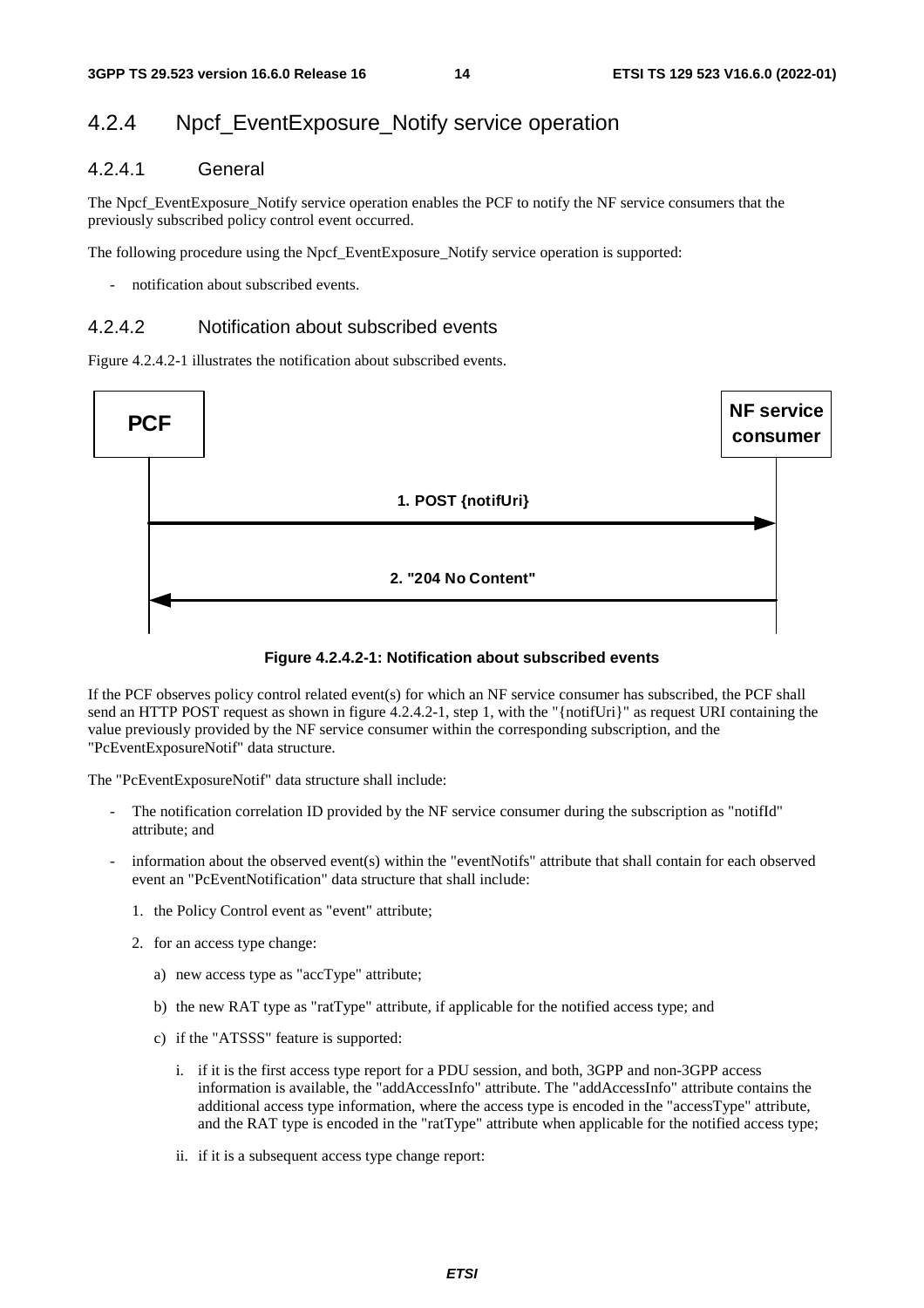## 4.2.4 Npcf_EventExposure_Notify service operation

### 4.2.4.1 General

The Npcf_EventExposure_Notify service operation enables the PCF to notify the NF service consumers that the previously subscribed policy control event occurred.

The following procedure using the Npcf_EventExposure_Notify service operation is supported:

- notification about subscribed events.

### 4.2.4.2 Notification about subscribed events

Figure 4.2.4.2-1 illustrates the notification about subscribed events.

PCF → NF service consumer: 1. POST {notifUri}

NF service consumer → PCF: 2. "204 No Content"

**Figure 4.2.4.2-1: Notification about subscribed events**

If the PCF observes policy control related event(s) for which an NF service consumer has subscribed, the PCF shall send an HTTP POST request as shown in figure 4.2.4.2-1, step 1, with the "{notifUri}" as request URI containing the value previously provided by the NF service consumer within the corresponding subscription, and the "PcEventExposureNotif" data structure.

The "PcEventExposureNotif" data structure shall include:

- The notification correlation ID provided by the NF service consumer during the subscription as "notifId" attribute; and
- information about the observed event(s) within the "eventNotifs" attribute that shall contain for each observed event an "PcEventNotification" data structure that shall include:
  1. the Policy Control event as "event" attribute;
  2. for an access type change:
     a) new access type as "accType" attribute;
     b) the new RAT type as "ratType" attribute, if applicable for the notified access type; and
     c) if the "ATSSS" feature is supported:
        i. if it is the first access type report for a PDU session, and both, 3GPP and non-3GPP access information is available, the "addAccessInfo" attribute. The "addAccessInfo" attribute contains the additional access type information, where the access type is encoded in the "accessType" attribute, and the RAT type is encoded in the "ratType" attribute when applicable for the notified access type;
        ii. if it is a subsequent access type change report: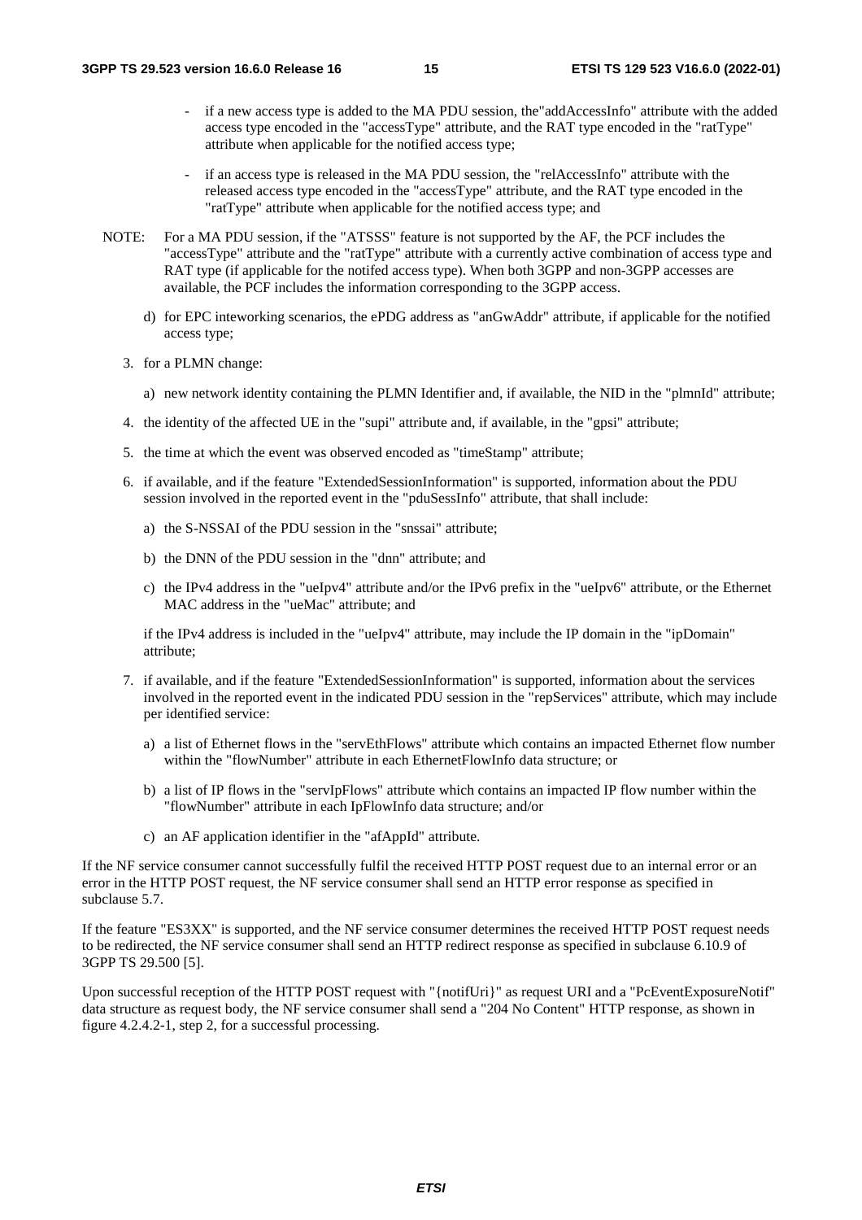- if a new access type is added to the MA PDU session, the"addAccessInfo" attribute with the added access type encoded in the "accessType" attribute, and the RAT type encoded in the "ratType" attribute when applicable for the notified access type;

  - if an access type is released in the MA PDU session, the "relAccessInfo" attribute with the released access type encoded in the "accessType" attribute, and the RAT type encoded in the "ratType" attribute when applicable for the notified access type; and

NOTE: For a MA PDU session, if the "ATSSS" feature is not supported by the AF, the PCF includes the "accessType" attribute and the "ratType" attribute with a currently active combination of access type and RAT type (if applicable for the notifed access type). When both 3GPP and non-3GPP accesses are available, the PCF includes the information corresponding to the 3GPP access.

   d) for EPC inteworking scenarios, the ePDG address as "anGwAddr" attribute, if applicable for the notified access type;

3. for a PLMN change:

   a) new network identity containing the PLMN Identifier and, if available, the NID in the "plmnId" attribute;

4. the identity of the affected UE in the "supi" attribute and, if available, in the "gpsi" attribute;

5. the time at which the event was observed encoded as "timeStamp" attribute;

6. if available, and if the feature "ExtendedSessionInformation" is supported, information about the PDU session involved in the reported event in the "pduSessInfo" attribute, that shall include:

   a) the S-NSSAI of the PDU session in the "snssai" attribute;

   b) the DNN of the PDU session in the "dnn" attribute; and

   c) the IPv4 address in the "ueIpv4" attribute and/or the IPv6 prefix in the "ueIpv6" attribute, or the Ethernet MAC address in the "ueMac" attribute; and

   if the IPv4 address is included in the "ueIpv4" attribute, may include the IP domain in the "ipDomain" attribute;

7. if available, and if the feature "ExtendedSessionInformation" is supported, information about the services involved in the reported event in the indicated PDU session in the "repServices" attribute, which may include per identified service:

   a) a list of Ethernet flows in the "servEthFlows" attribute which contains an impacted Ethernet flow number within the "flowNumber" attribute in each EthernetFlowInfo data structure; or

   b) a list of IP flows in the "servIpFlows" attribute which contains an impacted IP flow number within the "flowNumber" attribute in each IpFlowInfo data structure; and/or

   c) an AF application identifier in the "afAppId" attribute.

If the NF service consumer cannot successfully fulfil the received HTTP POST request due to an internal error or an error in the HTTP POST request, the NF service consumer shall send an HTTP error response as specified in subclause 5.7.

If the feature "ES3XX" is supported, and the NF service consumer determines the received HTTP POST request needs to be redirected, the NF service consumer shall send an HTTP redirect response as specified in subclause 6.10.9 of 3GPP TS 29.500 [5].

Upon successful reception of the HTTP POST request with "{notifUri}" as request URI and a "PcEventExposureNotif" data structure as request body, the NF service consumer shall send a "204 No Content" HTTP response, as shown in figure 4.2.4.2-1, step 2, for a successful processing.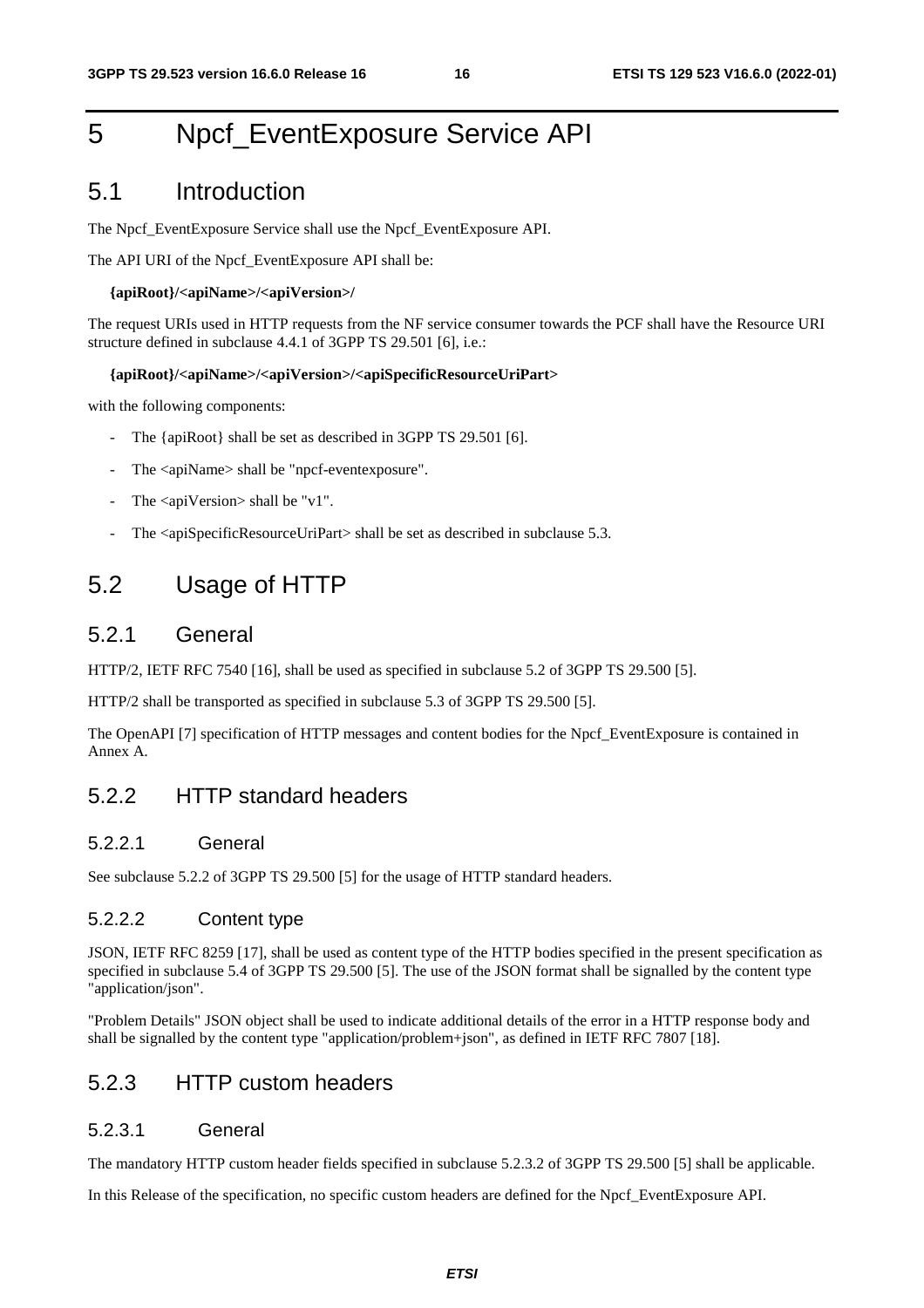# 5 Npcf_EventExposure Service API

## 5.1 Introduction

The Npcf_EventExposure Service shall use the Npcf_EventExposure API.

The API URI of the Npcf_EventExposure API shall be:

**{apiRoot}/<apiName>/<apiVersion>/**

The request URIs used in HTTP requests from the NF service consumer towards the PCF shall have the Resource URI structure defined in subclause 4.4.1 of 3GPP TS 29.501 [6], i.e.:

**{apiRoot}/<apiName>/<apiVersion>/<apiSpecificResourceUriPart>**

with the following components:

- The {apiRoot} shall be set as described in 3GPP TS 29.501 [6].
- The <apiName> shall be "npcf-eventexposure".
- The <apiVersion> shall be "v1".
- The <apiSpecificResourceUriPart> shall be set as described in subclause 5.3.

## 5.2 Usage of HTTP

### 5.2.1 General

HTTP/2, IETF RFC 7540 [16], shall be used as specified in subclause 5.2 of 3GPP TS 29.500 [5].

HTTP/2 shall be transported as specified in subclause 5.3 of 3GPP TS 29.500 [5].

The OpenAPI [7] specification of HTTP messages and content bodies for the Npcf_EventExposure is contained in Annex A.

### 5.2.2 HTTP standard headers

#### 5.2.2.1 General

See subclause 5.2.2 of 3GPP TS 29.500 [5] for the usage of HTTP standard headers.

#### 5.2.2.2 Content type

JSON, IETF RFC 8259 [17], shall be used as content type of the HTTP bodies specified in the present specification as specified in subclause 5.4 of 3GPP TS 29.500 [5]. The use of the JSON format shall be signalled by the content type "application/json".

"Problem Details" JSON object shall be used to indicate additional details of the error in a HTTP response body and shall be signalled by the content type "application/problem+json", as defined in IETF RFC 7807 [18].

### 5.2.3 HTTP custom headers

#### 5.2.3.1 General

The mandatory HTTP custom header fields specified in subclause 5.2.3.2 of 3GPP TS 29.500 [5] shall be applicable.

In this Release of the specification, no specific custom headers are defined for the Npcf_EventExposure API.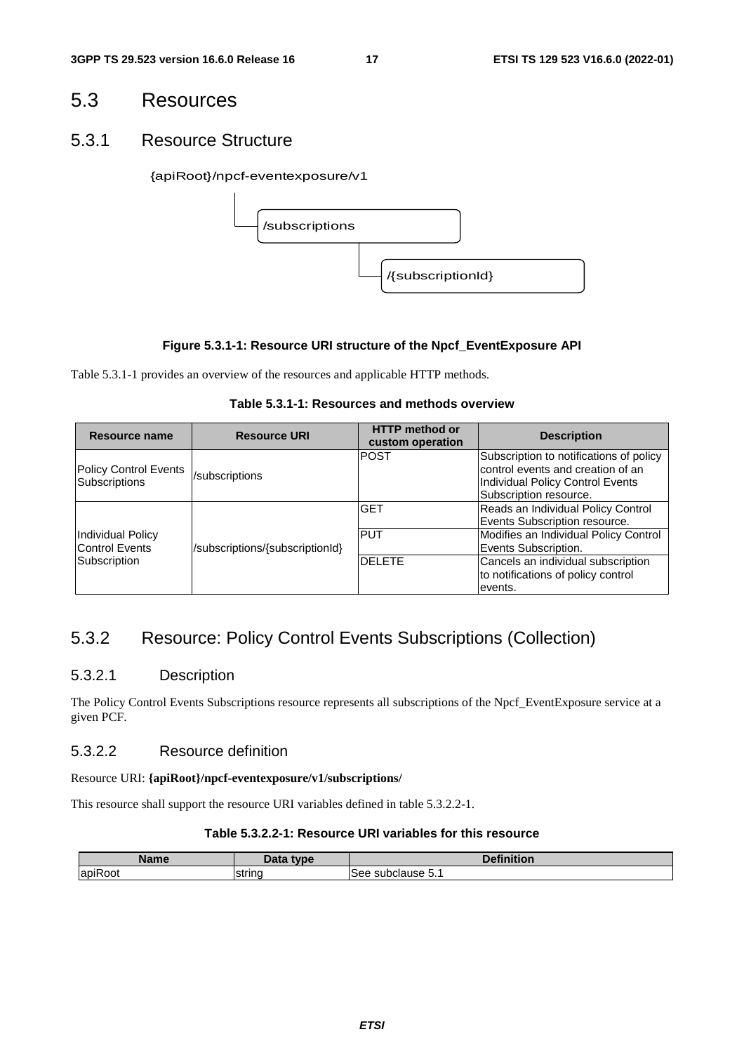## 5.3 Resources

### 5.3.1 Resource Structure

{apiRoot}/npcf-eventexposure/v1

/subscriptions

/{subscriptionId}

**Figure 5.3.1-1: Resource URI structure of the Npcf_EventExposure API**

Table 5.3.1-1 provides an overview of the resources and applicable HTTP methods.

**Table 5.3.1-1: Resources and methods overview**

| Resource name | Resource URI | HTTP method or custom operation | Description |
|---|---|---|---|
| Policy Control Events Subscriptions | /subscriptions | POST | Subscription to notifications of policy control events and creation of an Individual Policy Control Events Subscription resource. |
| Individual Policy Control Events Subscription | /subscriptions/{subscriptionId} | GET | Reads an Individual Policy Control Events Subscription resource. |
| | | PUT | Modifies an Individual Policy Control Events Subscription. |
| | | DELETE | Cancels an individual subscription to notifications of policy control events. |

### 5.3.2 Resource: Policy Control Events Subscriptions (Collection)

#### 5.3.2.1 Description

The Policy Control Events Subscriptions resource represents all subscriptions of the Npcf_EventExposure service at a given PCF.

#### 5.3.2.2 Resource definition

Resource URI: **{apiRoot}/npcf-eventexposure/v1/subscriptions/**

This resource shall support the resource URI variables defined in table 5.3.2.2-1.

**Table 5.3.2.2-1: Resource URI variables for this resource**

| Name | Data type | Definition |
|---|---|---|
| apiRoot | string | See subclause 5.1 |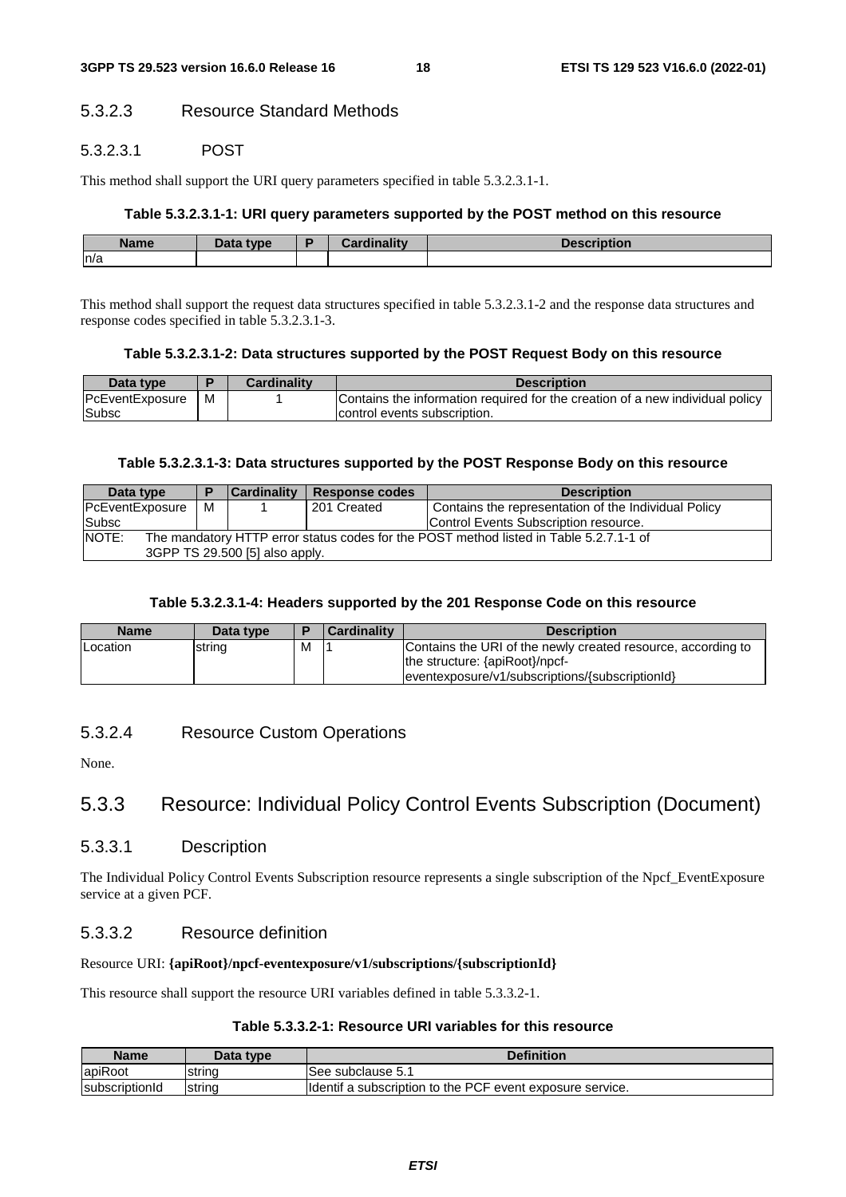#### 5.3.2.3 Resource Standard Methods

##### 5.3.2.3.1 POST

This method shall support the URI query parameters specified in table 5.3.2.3.1-1.

**Table 5.3.2.3.1-1: URI query parameters supported by the POST method on this resource**

| Name | Data type | P | Cardinality | Description |
|---|---|---|---|---|
| n/a | | | | |

This method shall support the request data structures specified in table 5.3.2.3.1-2 and the response data structures and response codes specified in table 5.3.2.3.1-3.

**Table 5.3.2.3.1-2: Data structures supported by the POST Request Body on this resource**

| Data type | P | Cardinality | Description |
|---|---|---|---|
| PcEventExposureSubsc | M | 1 | Contains the information required for the creation of a new individual policy control events subscription. |

**Table 5.3.2.3.1-3: Data structures supported by the POST Response Body on this resource**

| Data type | P | Cardinality | Response codes | Description |
|---|---|---|---|---|
| PcEventExposureSubsc | M | 1 | 201 Created | Contains the representation of the Individual Policy Control Events Subscription resource. |
| NOTE: The mandatory HTTP error status codes for the POST method listed in Table 5.2.7.1-1 of 3GPP TS 29.500 [5] also apply. | | | | |

**Table 5.3.2.3.1-4: Headers supported by the 201 Response Code on this resource**

| Name | Data type | P | Cardinality | Description |
|---|---|---|---|---|
| Location | string | M | 1 | Contains the URI of the newly created resource, according to the structure: {apiRoot}/npcf-eventexposure/v1/subscriptions/{subscriptionId} |

#### 5.3.2.4 Resource Custom Operations

None.

### 5.3.3 Resource: Individual Policy Control Events Subscription (Document)

#### 5.3.3.1 Description

The Individual Policy Control Events Subscription resource represents a single subscription of the Npcf_EventExposure service at a given PCF.

#### 5.3.3.2 Resource definition

Resource URI: **{apiRoot}/npcf-eventexposure/v1/subscriptions/{subscriptionId}**

This resource shall support the resource URI variables defined in table 5.3.3.2-1.

**Table 5.3.3.2-1: Resource URI variables for this resource**

| Name | Data type | Definition |
|---|---|---|
| apiRoot | string | See subclause 5.1 |
| subscriptionId | string | Identif a subscription to the PCF event exposure service. |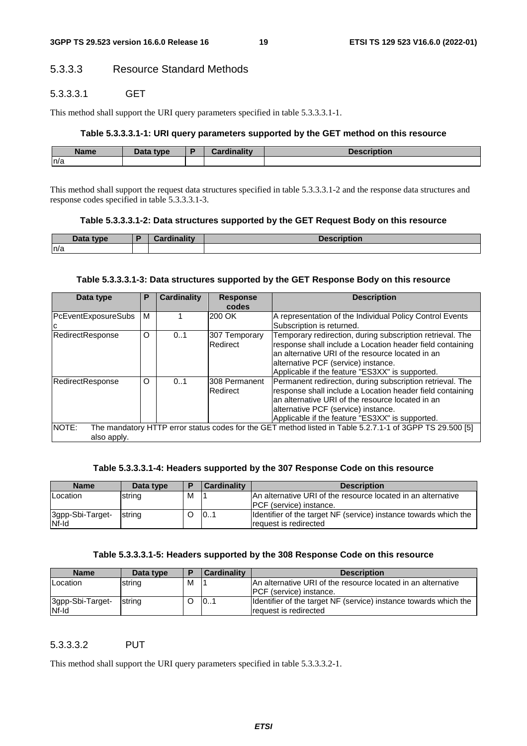#### 5.3.3.3 Resource Standard Methods

##### 5.3.3.3.1 GET

This method shall support the URI query parameters specified in table 5.3.3.3.1-1.

**Table 5.3.3.3.1-1: URI query parameters supported by the GET method on this resource**

| Name | Data type | P | Cardinality | Description |
| --- | --- | --- | --- | --- |
| n/a | | | | |

This method shall support the request data structures specified in table 5.3.3.3.1-2 and the response data structures and response codes specified in table 5.3.3.3.1-3.

**Table 5.3.3.3.1-2: Data structures supported by the GET Request Body on this resource**

| Data type | P | Cardinality | Description |
| --- | --- | --- | --- |
| n/a | | | |

**Table 5.3.3.3.1-3: Data structures supported by the GET Response Body on this resource**

| Data type | P | Cardinality | Response codes | Description |
| --- | --- | --- | --- | --- |
| PcEventExposureSubsc | M | 1 | 200 OK | A representation of the Individual Policy Control Events Subscription is returned. |
| RedirectResponse | O | 0..1 | 307 Temporary Redirect | Temporary redirection, during subscription retrieval. The response shall include a Location header field containing an alternative URI of the resource located in an alternative PCF (service) instance. Applicable if the feature "ES3XX" is supported. |
| RedirectResponse | O | 0..1 | 308 Permanent Redirect | Permanent redirection, during subscription retrieval. The response shall include a Location header field containing an alternative URI of the resource located in an alternative PCF (service) instance. Applicable if the feature "ES3XX" is supported. |
| NOTE: The mandatory HTTP error status codes for the GET method listed in Table 5.2.7.1-1 of 3GPP TS 29.500 [5] also apply. | | | | |

**Table 5.3.3.3.1-4: Headers supported by the 307 Response Code on this resource**

| Name | Data type | P | Cardinality | Description |
| --- | --- | --- | --- | --- |
| Location | string | M | 1 | An alternative URI of the resource located in an alternative PCF (service) instance. |
| 3gpp-Sbi-Target-Nf-Id | string | O | 0..1 | Identifier of the target NF (service) instance towards which the request is redirected |

**Table 5.3.3.3.1-5: Headers supported by the 308 Response Code on this resource**

| Name | Data type | P | Cardinality | Description |
| --- | --- | --- | --- | --- |
| Location | string | M | 1 | An alternative URI of the resource located in an alternative PCF (service) instance. |
| 3gpp-Sbi-Target-Nf-Id | string | O | 0..1 | Identifier of the target NF (service) instance towards which the request is redirected |

##### 5.3.3.3.2 PUT

This method shall support the URI query parameters specified in table 5.3.3.3.2-1.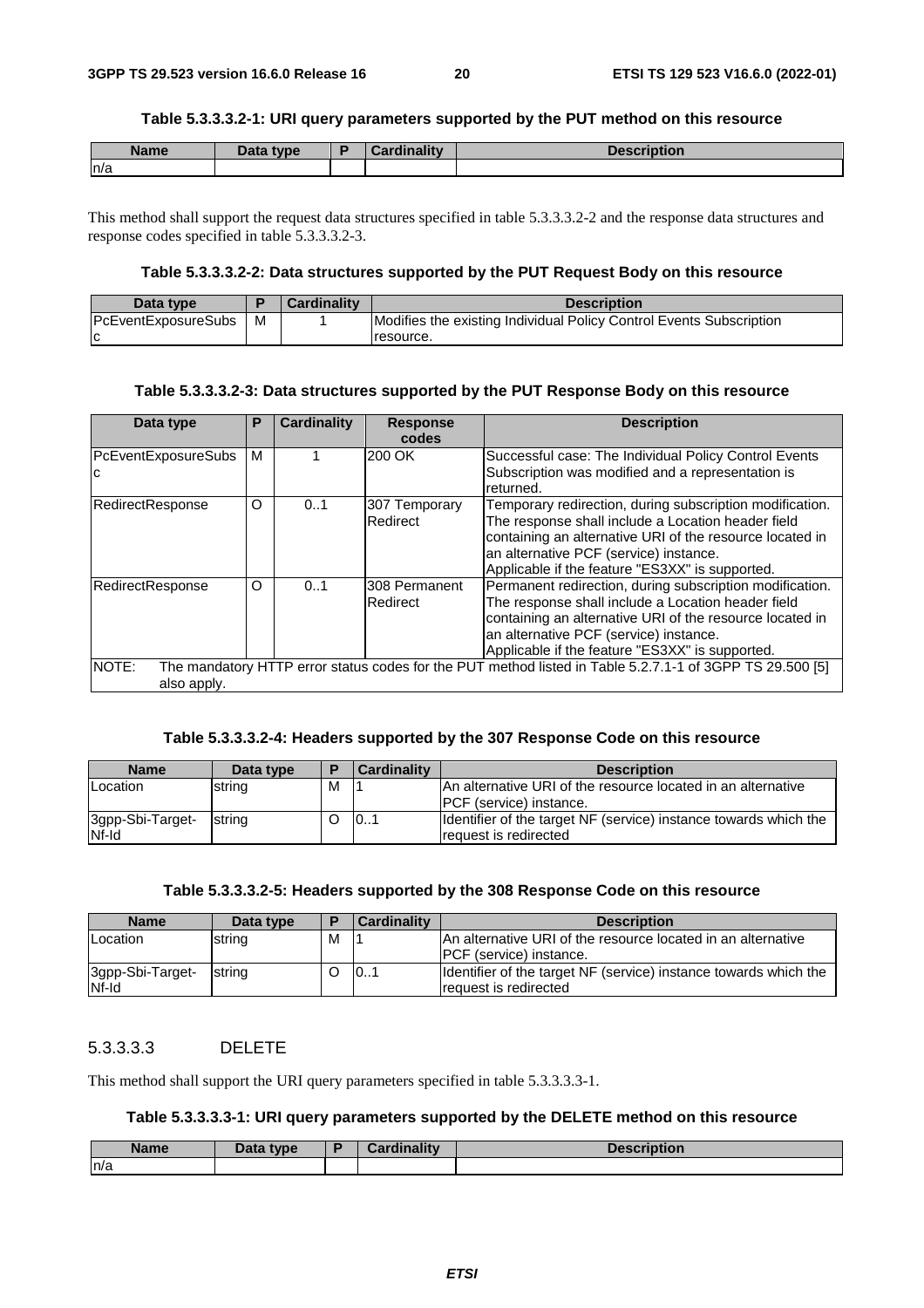**Table 5.3.3.3.2-1: URI query parameters supported by the PUT method on this resource**

| Name | Data type | P | Cardinality | Description |
|---|---|---|---|---|
| n/a | | | | |

This method shall support the request data structures specified in table 5.3.3.3.2-2 and the response data structures and response codes specified in table 5.3.3.3.2-3.

**Table 5.3.3.3.2-2: Data structures supported by the PUT Request Body on this resource**

| Data type | P | Cardinality | Description |
|---|---|---|---|
| PcEventExposureSubsc | M | 1 | Modifies the existing Individual Policy Control Events Subscription resource. |

**Table 5.3.3.3.2-3: Data structures supported by the PUT Response Body on this resource**

| Data type | P | Cardinality | Response codes | Description |
|---|---|---|---|---|
| PcEventExposureSubsc | M | 1 | 200 OK | Successful case: The Individual Policy Control Events Subscription was modified and a representation is returned. |
| RedirectResponse | O | 0..1 | 307 Temporary Redirect | Temporary redirection, during subscription modification. The response shall include a Location header field containing an alternative URI of the resource located in an alternative PCF (service) instance. Applicable if the feature "ES3XX" is supported. |
| RedirectResponse | O | 0..1 | 308 Permanent Redirect | Permanent redirection, during subscription modification. The response shall include a Location header field containing an alternative URI of the resource located in an alternative PCF (service) instance. Applicable if the feature "ES3XX" is supported. |
| NOTE: The mandatory HTTP error status codes for the PUT method listed in Table 5.2.7.1-1 of 3GPP TS 29.500 [5] also apply. | | | | |

**Table 5.3.3.3.2-4: Headers supported by the 307 Response Code on this resource**

| Name | Data type | P | Cardinality | Description |
|---|---|---|---|---|
| Location | string | M | 1 | An alternative URI of the resource located in an alternative PCF (service) instance. |
| 3gpp-Sbi-Target-Nf-Id | string | O | 0..1 | Identifier of the target NF (service) instance towards which the request is redirected |

**Table 5.3.3.3.2-5: Headers supported by the 308 Response Code on this resource**

| Name | Data type | P | Cardinality | Description |
|---|---|---|---|---|
| Location | string | M | 1 | An alternative URI of the resource located in an alternative PCF (service) instance. |
| 3gpp-Sbi-Target-Nf-Id | string | O | 0..1 | Identifier of the target NF (service) instance towards which the request is redirected |

#### 5.3.3.3.3 DELETE

This method shall support the URI query parameters specified in table 5.3.3.3.3-1.

**Table 5.3.3.3.3-1: URI query parameters supported by the DELETE method on this resource**

| Name | Data type | P | Cardinality | Description |
|---|---|---|---|---|
| n/a | | | | |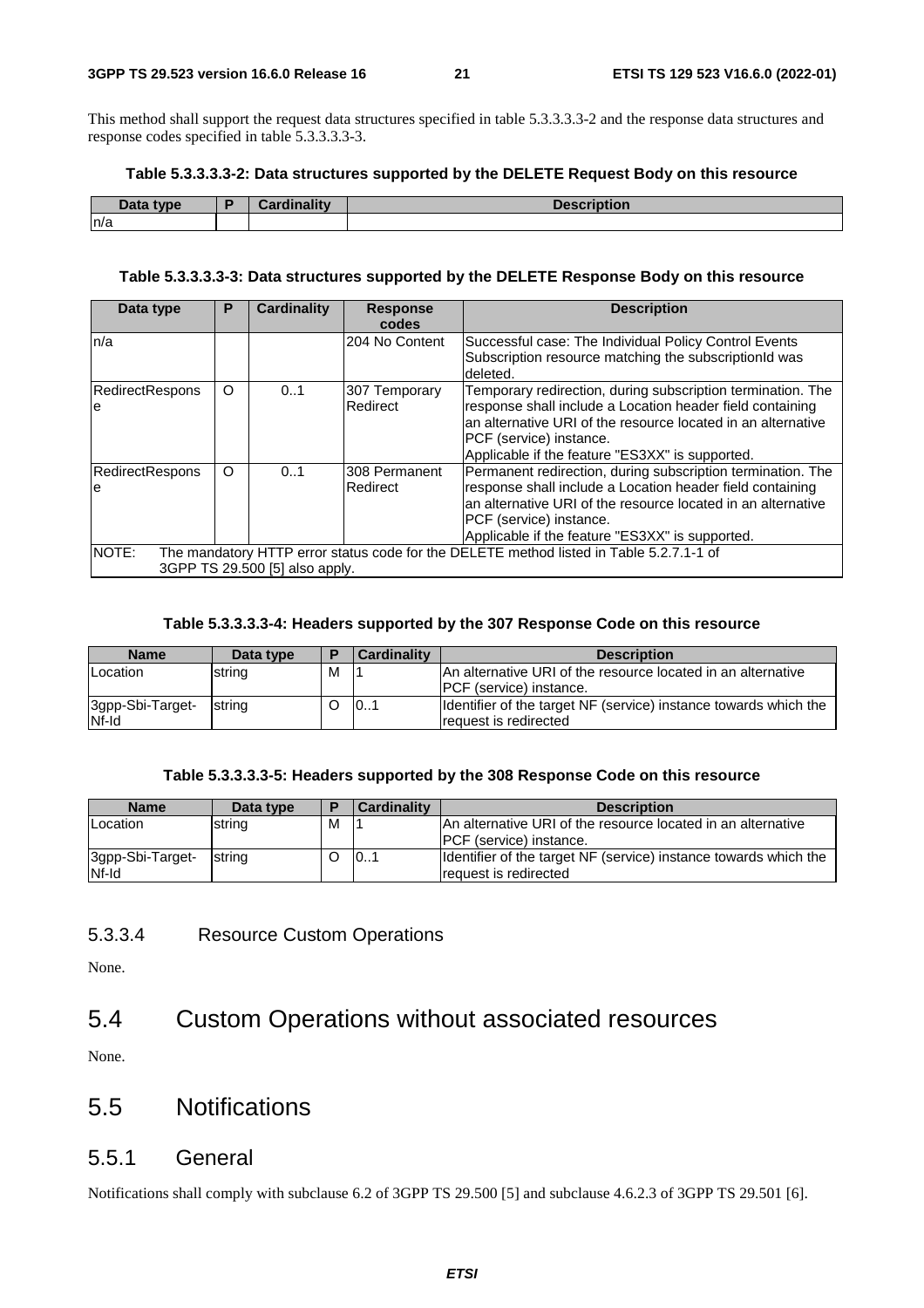This method shall support the request data structures specified in table 5.3.3.3.3-2 and the response data structures and response codes specified in table 5.3.3.3.3-3.

**Table 5.3.3.3.3-2: Data structures supported by the DELETE Request Body on this resource**

| Data type | P | Cardinality | Description |
|---|---|---|---|
| n/a | | | |

**Table 5.3.3.3.3-3: Data structures supported by the DELETE Response Body on this resource**

| Data type | P | Cardinality | Response codes | Description |
|---|---|---|---|---|
| n/a | | | 204 No Content | Successful case: The Individual Policy Control Events Subscription resource matching the subscriptionId was deleted. |
| RedirectResponse | O | 0..1 | 307 Temporary Redirect | Temporary redirection, during subscription termination. The response shall include a Location header field containing an alternative URI of the resource located in an alternative PCF (service) instance. Applicable if the feature "ES3XX" is supported. |
| RedirectResponse | O | 0..1 | 308 Permanent Redirect | Permanent redirection, during subscription termination. The response shall include a Location header field containing an alternative URI of the resource located in an alternative PCF (service) instance. Applicable if the feature "ES3XX" is supported. |
| NOTE: The mandatory HTTP error status code for the DELETE method listed in Table 5.2.7.1-1 of 3GPP TS 29.500 [5] also apply. | | | | |

**Table 5.3.3.3.3-4: Headers supported by the 307 Response Code on this resource**

| Name | Data type | P | Cardinality | Description |
|---|---|---|---|---|
| Location | string | M | 1 | An alternative URI of the resource located in an alternative PCF (service) instance. |
| 3gpp-Sbi-Target-Nf-Id | string | O | 0..1 | Identifier of the target NF (service) instance towards which the request is redirected |

**Table 5.3.3.3.3-5: Headers supported by the 308 Response Code on this resource**

| Name | Data type | P | Cardinality | Description |
|---|---|---|---|---|
| Location | string | M | 1 | An alternative URI of the resource located in an alternative PCF (service) instance. |
| 3gpp-Sbi-Target-Nf-Id | string | O | 0..1 | Identifier of the target NF (service) instance towards which the request is redirected |

#### 5.3.3.4 Resource Custom Operations

None.

## 5.4 Custom Operations without associated resources

None.

## 5.5 Notifications

### 5.5.1 General

Notifications shall comply with subclause 6.2 of 3GPP TS 29.500 [5] and subclause 4.6.2.3 of 3GPP TS 29.501 [6].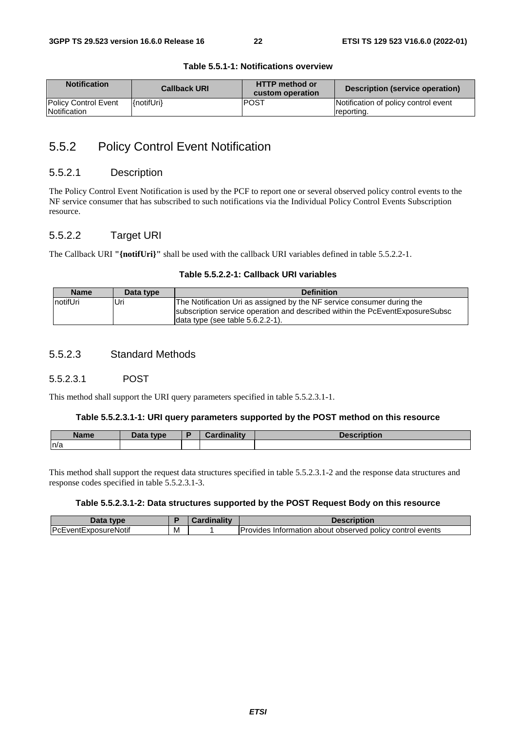**Table 5.5.1-1: Notifications overview**

| Notification | Callback URI | HTTP method or custom operation | Description (service operation) |
|---|---|---|---|
| Policy Control Event Notification | {notifUri} | POST | Notification of policy control event reporting. |

## 5.5.2 Policy Control Event Notification

### 5.5.2.1 Description

The Policy Control Event Notification is used by the PCF to report one or several observed policy control events to the NF service consumer that has subscribed to such notifications via the Individual Policy Control Events Subscription resource.

### 5.5.2.2 Target URI

The Callback URI **"{notifUri}"** shall be used with the callback URI variables defined in table 5.5.2.2-1.

**Table 5.5.2.2-1: Callback URI variables**

| Name | Data type | Definition |
|---|---|---|
| notifUri | Uri | The Notification Uri as assigned by the NF service consumer during the subscription service operation and described within the PcEventExposureSubsc data type (see table 5.6.2.2-1). |

### 5.5.2.3 Standard Methods

#### 5.5.2.3.1 POST

This method shall support the URI query parameters specified in table 5.5.2.3.1-1.

**Table 5.5.2.3.1-1: URI query parameters supported by the POST method on this resource**

| Name | Data type | P | Cardinality | Description |
|---|---|---|---|---|
| n/a | | | | |

This method shall support the request data structures specified in table 5.5.2.3.1-2 and the response data structures and response codes specified in table 5.5.2.3.1-3.

**Table 5.5.2.3.1-2: Data structures supported by the POST Request Body on this resource**

| Data type | P | Cardinality | Description |
|---|---|---|---|
| PcEventExposureNotif | M | 1 | Provides Information about observed policy control events |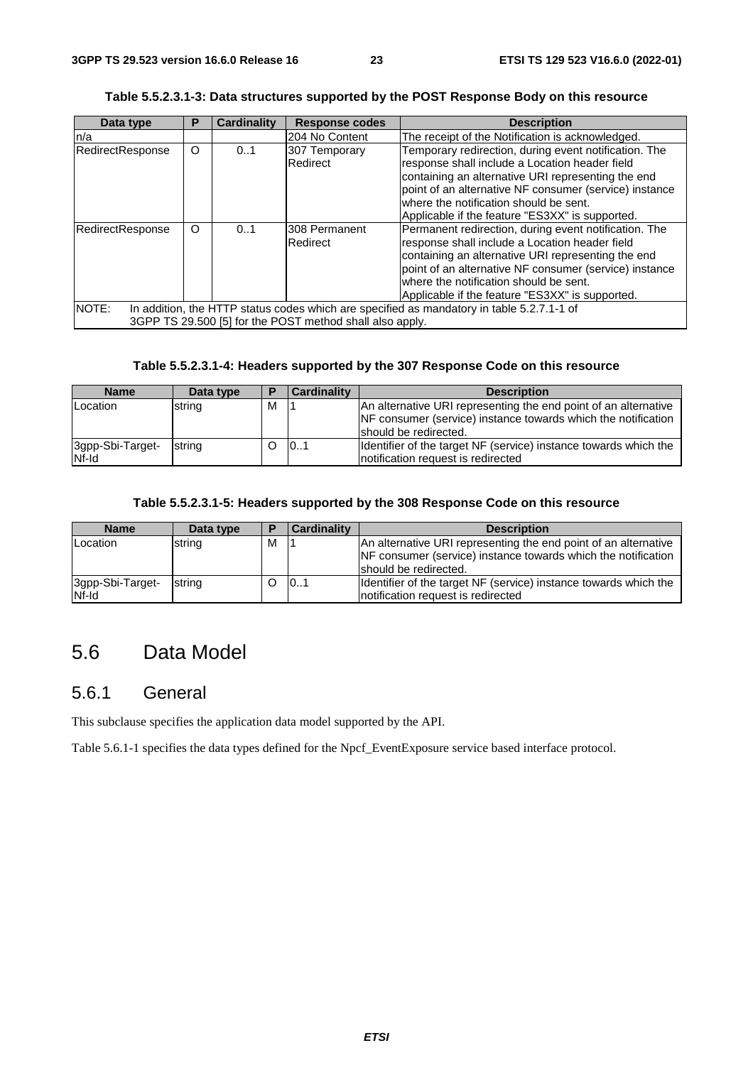**Table 5.5.2.3.1-3: Data structures supported by the POST Response Body on this resource**

| Data type | P | Cardinality | Response codes | Description |
| --- | --- | --- | --- | --- |
| n/a | | | 204 No Content | The receipt of the Notification is acknowledged. |
| RedirectResponse | O | 0..1 | 307 Temporary Redirect | Temporary redirection, during event notification. The response shall include a Location header field containing an alternative URI representing the end point of an alternative NF consumer (service) instance where the notification should be sent. Applicable if the feature "ES3XX" is supported. |
| RedirectResponse | O | 0..1 | 308 Permanent Redirect | Permanent redirection, during event notification. The response shall include a Location header field containing an alternative URI representing the end point of an alternative NF consumer (service) instance where the notification should be sent. Applicable if the feature "ES3XX" is supported. |
| NOTE: In addition, the HTTP status codes which are specified as mandatory in table 5.2.7.1-1 of 3GPP TS 29.500 [5] for the POST method shall also apply. | | | | |

**Table 5.5.2.3.1-4: Headers supported by the 307 Response Code on this resource**

| Name | Data type | P | Cardinality | Description |
| --- | --- | --- | --- | --- |
| Location | string | M | 1 | An alternative URI representing the end point of an alternative NF consumer (service) instance towards which the notification should be redirected. |
| 3gpp-Sbi-Target-Nf-Id | string | O | 0..1 | Identifier of the target NF (service) instance towards which the notification request is redirected |

**Table 5.5.2.3.1-5: Headers supported by the 308 Response Code on this resource**

| Name | Data type | P | Cardinality | Description |
| --- | --- | --- | --- | --- |
| Location | string | M | 1 | An alternative URI representing the end point of an alternative NF consumer (service) instance towards which the notification should be redirected. |
| 3gpp-Sbi-Target-Nf-Id | string | O | 0..1 | Identifier of the target NF (service) instance towards which the notification request is redirected |

# 5.6 Data Model

## 5.6.1 General

This subclause specifies the application data model supported by the API.

Table 5.6.1-1 specifies the data types defined for the Npcf_EventExposure service based interface protocol.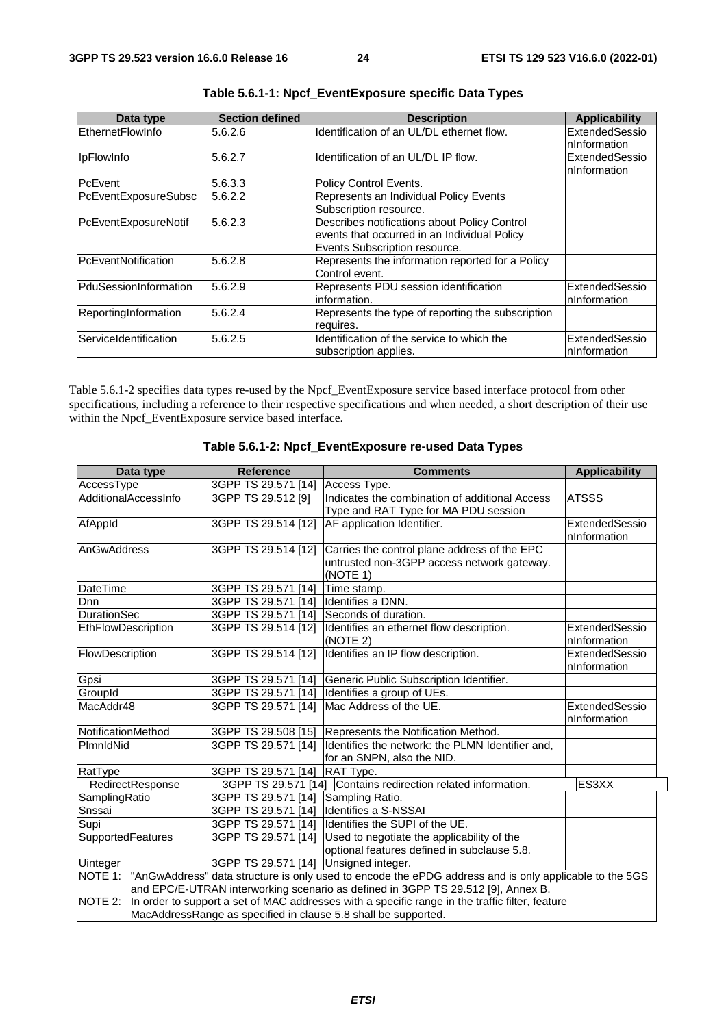**Table 5.6.1-1: Npcf_EventExposure specific Data Types**

| Data type | Section defined | Description | Applicability |
|---|---|---|---|
| EthernetFlowInfo | 5.6.2.6 | Identification of an UL/DL ethernet flow. | ExtendedSessionInformation |
| IpFlowInfo | 5.6.2.7 | Identification of an UL/DL IP flow. | ExtendedSessionInformation |
| PcEvent | 5.6.3.3 | Policy Control Events. | |
| PcEventExposureSubsc | 5.6.2.2 | Represents an Individual Policy Events Subscription resource. | |
| PcEventExposureNotif | 5.6.2.3 | Describes notifications about Policy Control events that occurred in an Individual Policy Events Subscription resource. | |
| PcEventNotification | 5.6.2.8 | Represents the information reported for a Policy Control event. | |
| PduSessionInformation | 5.6.2.9 | Represents PDU session identification information. | ExtendedSessionInformation |
| ReportingInformation | 5.6.2.4 | Represents the type of reporting the subscription requires. | |
| ServiceIdentification | 5.6.2.5 | Identification of the service to which the subscription applies. | ExtendedSessionInformation |

Table 5.6.1-2 specifies data types re-used by the Npcf_EventExposure service based interface protocol from other specifications, including a reference to their respective specifications and when needed, a short description of their use within the Npcf_EventExposure service based interface.

**Table 5.6.1-2: Npcf_EventExposure re-used Data Types**

| Data type | Reference | Comments | Applicability |
|---|---|---|---|
| AccessType | 3GPP TS 29.571 [14] | Access Type. | |
| AdditionalAccessInfo | 3GPP TS 29.512 [9] | Indicates the combination of additional Access Type and RAT Type for MA PDU session | ATSSS |
| AfAppId | 3GPP TS 29.514 [12] | AF application Identifier. | ExtendedSessionInformation |
| AnGwAddress | 3GPP TS 29.514 [12] | Carries the control plane address of the EPC untrusted non-3GPP access network gateway. (NOTE 1) | |
| DateTime | 3GPP TS 29.571 [14] | Time stamp. | |
| Dnn | 3GPP TS 29.571 [14] | Identifies a DNN. | |
| DurationSec | 3GPP TS 29.571 [14] | Seconds of duration. | |
| EthFlowDescription | 3GPP TS 29.514 [12] | Identifies an ethernet flow description. (NOTE 2) | ExtendedSessionInformation |
| FlowDescription | 3GPP TS 29.514 [12] | Identifies an IP flow description. | ExtendedSessionInformation |
| Gpsi | 3GPP TS 29.571 [14] | Generic Public Subscription Identifier. | |
| GroupId | 3GPP TS 29.571 [14] | Identifies a group of UEs. | |
| MacAddr48 | 3GPP TS 29.571 [14] | Mac Address of the UE. | ExtendedSessionInformation |
| NotificationMethod | 3GPP TS 29.508 [15] | Represents the Notification Method. | |
| PlmnIdNid | 3GPP TS 29.571 [14] | Identifies the network: the PLMN Identifier and, for an SNPN, also the NID. | |
| RatType | 3GPP TS 29.571 [14] | RAT Type. | |
| RedirectResponse | 3GPP TS 29.571 [14] | Contains redirection related information. | ES3XX |
| SamplingRatio | 3GPP TS 29.571 [14] | Sampling Ratio. | |
| Snssai | 3GPP TS 29.571 [14] | Identifies a S-NSSAI | |
| Supi | 3GPP TS 29.571 [14] | Identifies the SUPI of the UE. | |
| SupportedFeatures | 3GPP TS 29.571 [14] | Used to negotiate the applicability of the optional features defined in subclause 5.8. | |
| Uinteger | 3GPP TS 29.571 [14] | Unsigned integer. | |
| NOTE 1: "AnGwAddress" data structure is only used to encode the ePDG address and is only applicable to the 5GS and EPC/E-UTRAN interworking scenario as defined in 3GPP TS 29.512 [9], Annex B. NOTE 2: In order to support a set of MAC addresses with a specific range in the traffic filter, feature MacAddressRange as specified in clause 5.8 shall be supported. | | | |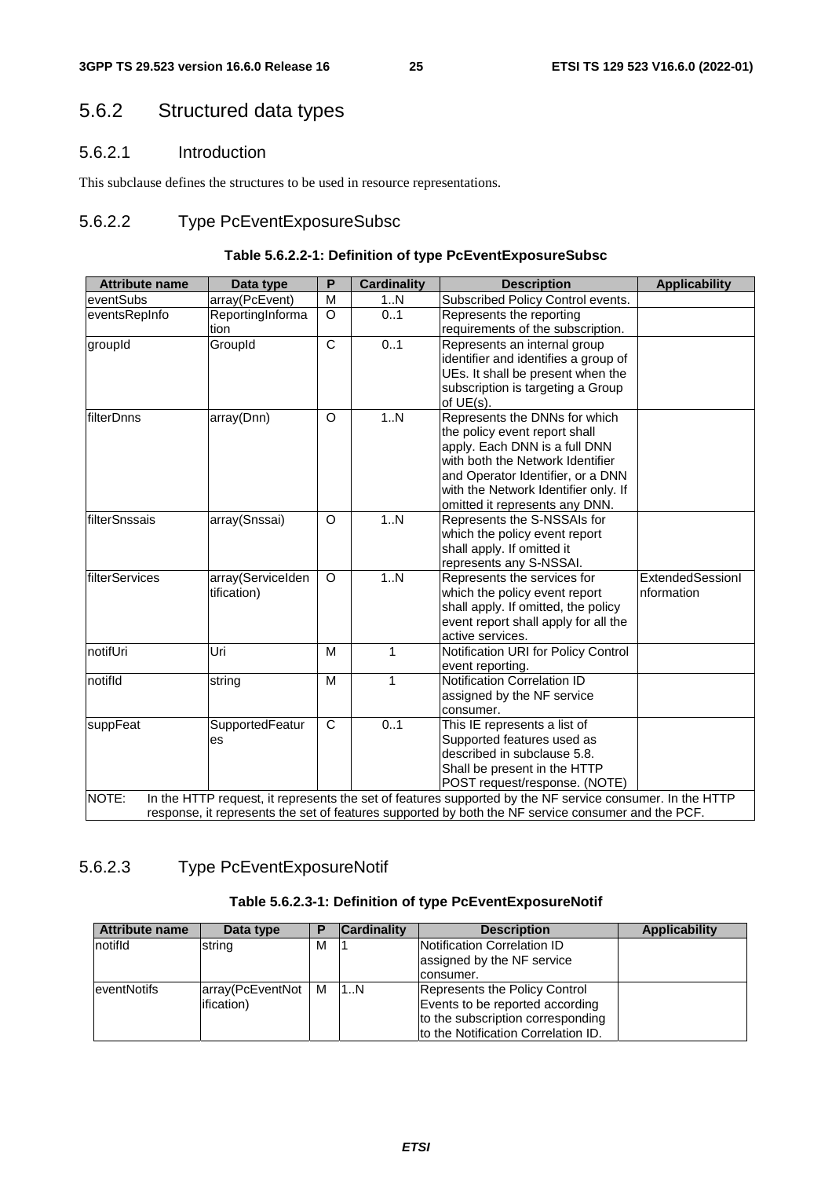## 5.6.2 Structured data types

### 5.6.2.1 Introduction

This subclause defines the structures to be used in resource representations.

### 5.6.2.2 Type PcEventExposureSubsc

**Table 5.6.2.2-1: Definition of type PcEventExposureSubsc**

| Attribute name | Data type | P | Cardinality | Description | Applicability |
|---|---|---|---|---|---|
| eventSubs | array(PcEvent) | M | 1..N | Subscribed Policy Control events. | |
| eventsRepInfo | ReportingInformation | O | 0..1 | Represents the reporting requirements of the subscription. | |
| groupId | GroupId | C | 0..1 | Represents an internal group identifier and identifies a group of UEs. It shall be present when the subscription is targeting a Group of UE(s). | |
| filterDnns | array(Dnn) | O | 1..N | Represents the DNNs for which the policy event report shall apply. Each DNN is a full DNN with both the Network Identifier and Operator Identifier, or a DNN with the Network Identifier only. If omitted it represents any DNN. | |
| filterSnssais | array(Snssai) | O | 1..N | Represents the S-NSSAIs for which the policy event report shall apply. If omitted it represents any S-NSSAI. | |
| filterServices | array(ServiceIdentification) | O | 1..N | Represents the services for which the policy event report shall apply. If omitted, the policy event report shall apply for all the active services. | ExtendedSessionInformation |
| notifUri | Uri | M | 1 | Notification URI for Policy Control event reporting. | |
| notifId | string | M | 1 | Notification Correlation ID assigned by the NF service consumer. | |
| suppFeat | SupportedFeatures | C | 0..1 | This IE represents a list of Supported features used as described in subclause 5.8. Shall be present in the HTTP POST request/response. (NOTE) | |
| NOTE: In the HTTP request, it represents the set of features supported by the NF service consumer. In the HTTP response, it represents the set of features supported by both the NF service consumer and the PCF. | | | | | |

### 5.6.2.3 Type PcEventExposureNotif

**Table 5.6.2.3-1: Definition of type PcEventExposureNotif**

| Attribute name | Data type | P | Cardinality | Description | Applicability |
|---|---|---|---|---|---|
| notifId | string | M | 1 | Notification Correlation ID assigned by the NF service consumer. | |
| eventNotifs | array(PcEventNotification) | M | 1..N | Represents the Policy Control Events to be reported according to the subscription corresponding to the Notification Correlation ID. | |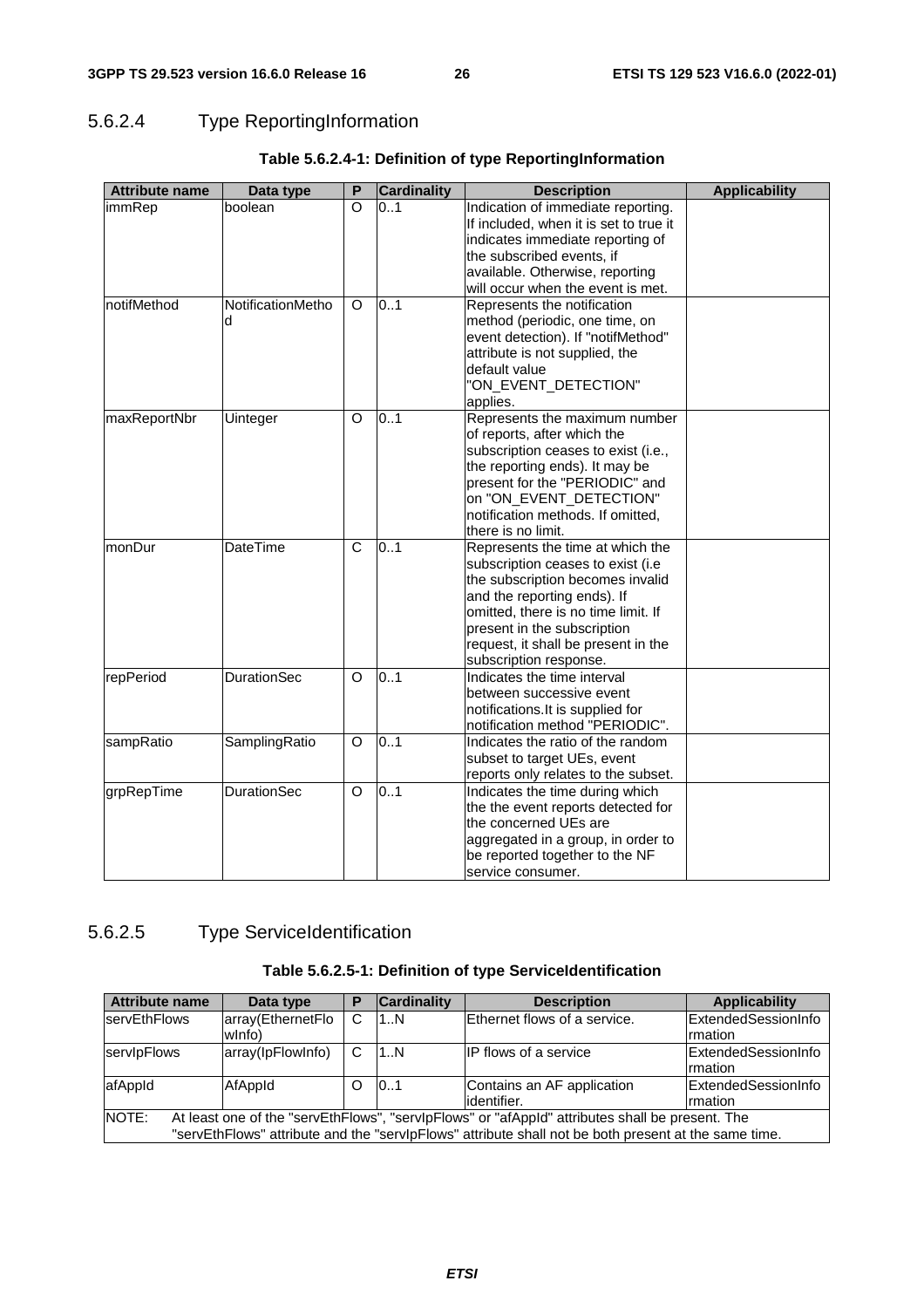#### 5.6.2.4 Type ReportingInformation

**Table 5.6.2.4-1: Definition of type ReportingInformation**

| Attribute name | Data type | P | Cardinality | Description | Applicability |
|---|---|---|---|---|---|
| immRep | boolean | O | 0..1 | Indication of immediate reporting. If included, when it is set to true it indicates immediate reporting of the subscribed events, if available. Otherwise, reporting will occur when the event is met. | |
| notifMethod | NotificationMethod | O | 0..1 | Represents the notification method (periodic, one time, on event detection). If "notifMethod" attribute is not supplied, the default value "ON_EVENT_DETECTION" applies. | |
| maxReportNbr | Uinteger | O | 0..1 | Represents the maximum number of reports, after which the subscription ceases to exist (i.e., the reporting ends). It may be present for the "PERIODIC" and on "ON_EVENT_DETECTION" notification methods. If omitted, there is no limit. | |
| monDur | DateTime | C | 0..1 | Represents the time at which the subscription ceases to exist (i.e the subscription becomes invalid and the reporting ends). If omitted, there is no time limit. If present in the subscription request, it shall be present in the subscription response. | |
| repPeriod | DurationSec | O | 0..1 | Indicates the time interval between successive event notifications.It is supplied for notification method "PERIODIC". | |
| sampRatio | SamplingRatio | O | 0..1 | Indicates the ratio of the random subset to target UEs, event reports only relates to the subset. | |
| grpRepTime | DurationSec | O | 0..1 | Indicates the time during which the the event reports detected for the concerned UEs are aggregated in a group, in order to be reported together to the NF service consumer. | |

#### 5.6.2.5 Type ServiceIdentification

**Table 5.6.2.5-1: Definition of type ServiceIdentification**

| Attribute name | Data type | P | Cardinality | Description | Applicability |
|---|---|---|---|---|---|
| servEthFlows | array(EthernetFlowInfo) | C | 1..N | Ethernet flows of a service. | ExtendedSessionInformation |
| servIpFlows | array(IpFlowInfo) | C | 1..N | IP flows of a service | ExtendedSessionInformation |
| afAppId | AfAppId | O | 0..1 | Contains an AF application identifier. | ExtendedSessionInformation |
| NOTE: At least one of the "servEthFlows", "servIpFlows" or "afAppId" attributes shall be present. The "servEthFlows" attribute and the "servIpFlows" attribute shall not be both present at the same time. | | | | | |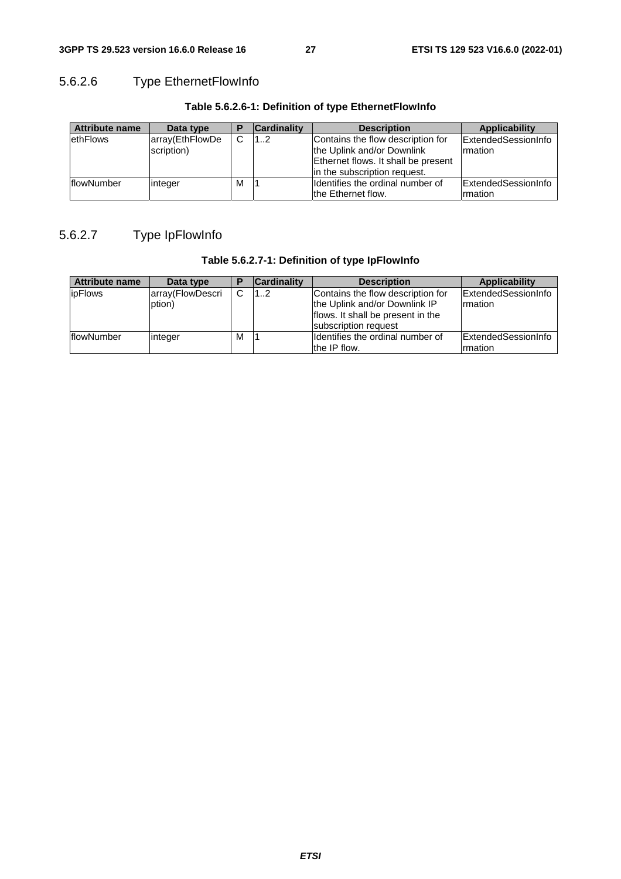### 5.6.2.6 Type EthernetFlowInfo

**Table 5.6.2.6-1: Definition of type EthernetFlowInfo**

| Attribute name | Data type | P | Cardinality | Description | Applicability |
|---|---|---|---|---|---|
| ethFlows | array(EthFlowDescription) | C | 1..2 | Contains the flow description for the Uplink and/or Downlink Ethernet flows. It shall be present in the subscription request. | ExtendedSessionInformation |
| flowNumber | integer | M | 1 | Identifies the ordinal number of the Ethernet flow. | ExtendedSessionInformation |

### 5.6.2.7 Type IpFlowInfo

**Table 5.6.2.7-1: Definition of type IpFlowInfo**

| Attribute name | Data type | P | Cardinality | Description | Applicability |
|---|---|---|---|---|---|
| ipFlows | array(FlowDescription) | C | 1..2 | Contains the flow description for the Uplink and/or Downlink IP flows. It shall be present in the subscription request | ExtendedSessionInformation |
| flowNumber | integer | M | 1 | Identifies the ordinal number of the IP flow. | ExtendedSessionInformation |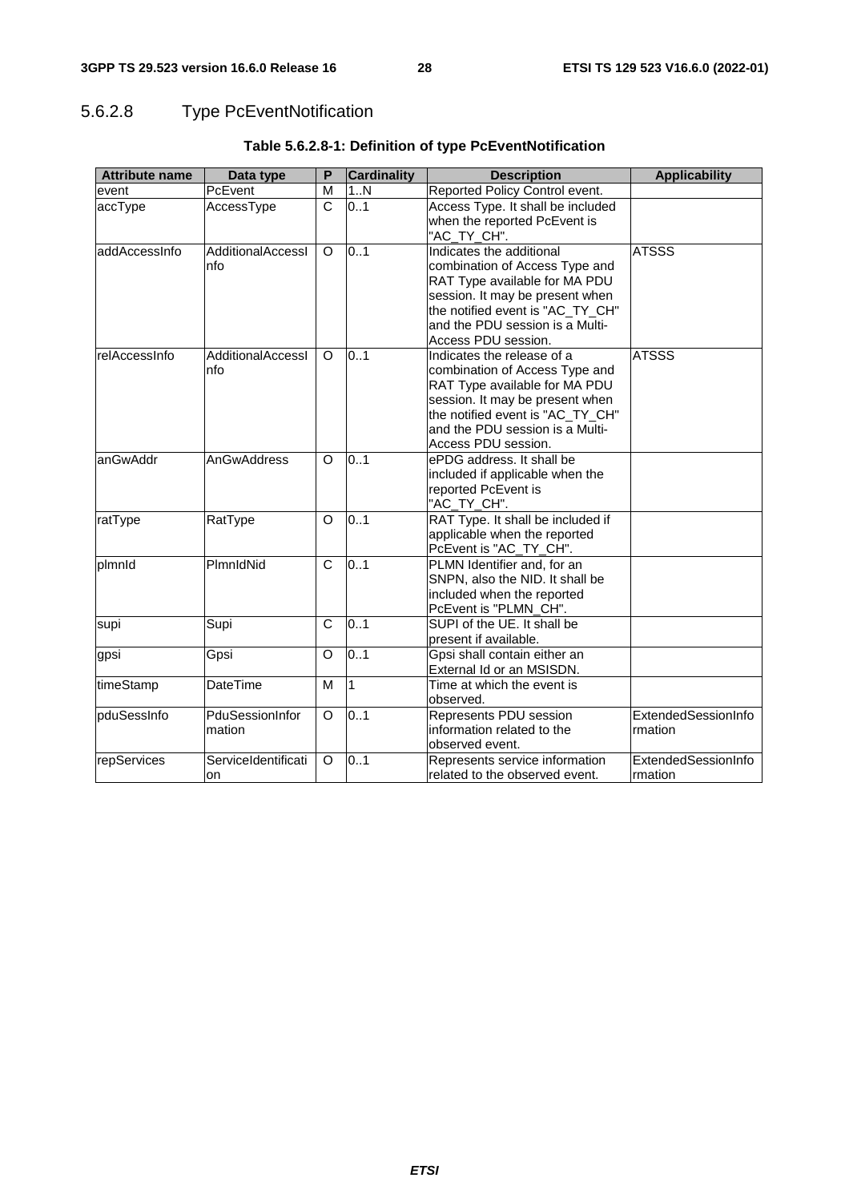#### 5.6.2.8 Type PcEventNotification

**Table 5.6.2.8-1: Definition of type PcEventNotification**

| Attribute name | Data type | P | Cardinality | Description | Applicability |
|---|---|---|---|---|---|
| event | PcEvent | M | 1..N | Reported Policy Control event. | |
| accType | AccessType | C | 0..1 | Access Type. It shall be included when the reported PcEvent is "AC_TY_CH". | |
| addAccessInfo | AdditionalAccessInfo | O | 0..1 | Indicates the additional combination of Access Type and RAT Type available for MA PDU session. It may be present when the notified event is "AC_TY_CH" and the PDU session is a Multi-Access PDU session. | ATSSS |
| relAccessInfo | AdditionalAccessInfo | O | 0..1 | Indicates the release of a combination of Access Type and RAT Type available for MA PDU session. It may be present when the notified event is "AC_TY_CH" and the PDU session is a Multi-Access PDU session. | ATSSS |
| anGwAddr | AnGwAddress | O | 0..1 | ePDG address. It shall be included if applicable when the reported PcEvent is "AC_TY_CH". | |
| ratType | RatType | O | 0..1 | RAT Type. It shall be included if applicable when the reported PcEvent is "AC_TY_CH". | |
| plmnId | PlmnIdNid | C | 0..1 | PLMN Identifier and, for an SNPN, also the NID. It shall be included when the reported PcEvent is "PLMN_CH". | |
| supi | Supi | C | 0..1 | SUPI of the UE. It shall be present if available. | |
| gpsi | Gpsi | O | 0..1 | Gpsi shall contain either an External Id or an MSISDN. | |
| timeStamp | DateTime | M | 1 | Time at which the event is observed. | |
| pduSessInfo | PduSessionInformation | O | 0..1 | Represents PDU session information related to the observed event. | ExtendedSessionInformation |
| repServices | ServiceIdentification | O | 0..1 | Represents service information related to the observed event. | ExtendedSessionInformation |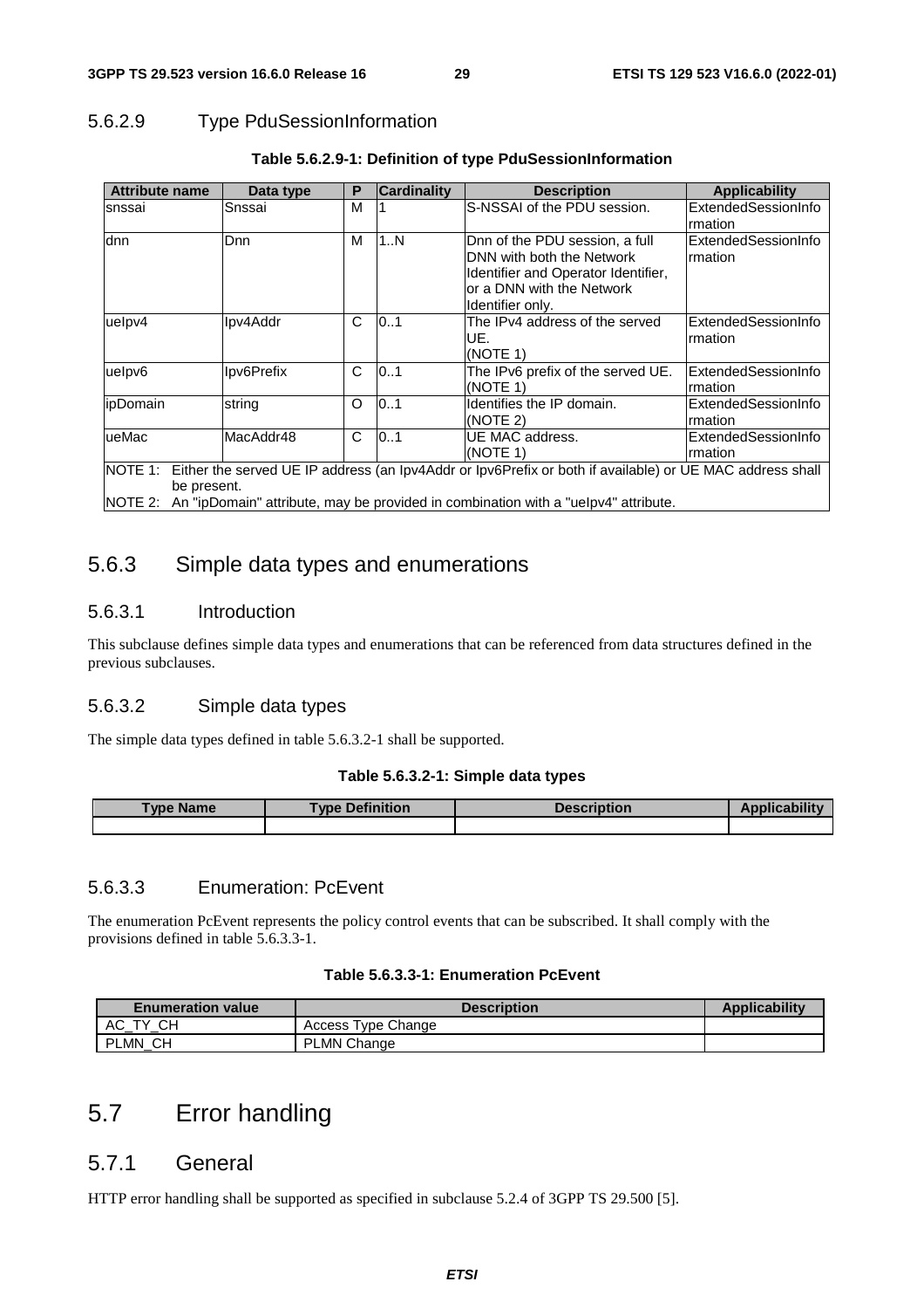### 5.6.2.9 Type PduSessionInformation

**Table 5.6.2.9-1: Definition of type PduSessionInformation**

| Attribute name | Data type | P | Cardinality | Description | Applicability |
|---|---|---|---|---|---|
| snssai | Snssai | M | 1 | S-NSSAI of the PDU session. | ExtendedSessionInformation |
| dnn | Dnn | M | 1..N | Dnn of the PDU session, a full DNN with both the Network Identifier and Operator Identifier, or a DNN with the Network Identifier only. | ExtendedSessionInformation |
| ueIpv4 | Ipv4Addr | C | 0..1 | The IPv4 address of the served UE. (NOTE 1) | ExtendedSessionInformation |
| ueIpv6 | Ipv6Prefix | C | 0..1 | The IPv6 prefix of the served UE. (NOTE 1) | ExtendedSessionInformation |
| ipDomain | string | O | 0..1 | Identifies the IP domain. (NOTE 2) | ExtendedSessionInformation |
| ueMac | MacAddr48 | C | 0..1 | UE MAC address. (NOTE 1) | ExtendedSessionInformation |
| NOTE 1: Either the served UE IP address (an Ipv4Addr or Ipv6Prefix or both if available) or UE MAC address shall be present.<br>NOTE 2: An "ipDomain" attribute, may be provided in combination with a "ueIpv4" attribute. | | | | | |

## 5.6.3 Simple data types and enumerations

### 5.6.3.1 Introduction

This subclause defines simple data types and enumerations that can be referenced from data structures defined in the previous subclauses.

### 5.6.3.2 Simple data types

The simple data types defined in table 5.6.3.2-1 shall be supported.

**Table 5.6.3.2-1: Simple data types**

| Type Name | Type Definition | Description | Applicability |
|---|---|---|---|
| | | | |

### 5.6.3.3 Enumeration: PcEvent

The enumeration PcEvent represents the policy control events that can be subscribed. It shall comply with the provisions defined in table 5.6.3.3-1.

**Table 5.6.3.3-1: Enumeration PcEvent**

| Enumeration value | Description | Applicability |
|---|---|---|
| AC_TY_CH | Access Type Change | |
| PLMN_CH | PLMN Change | |

# 5.7 Error handling

## 5.7.1 General

HTTP error handling shall be supported as specified in subclause 5.2.4 of 3GPP TS 29.500 [5].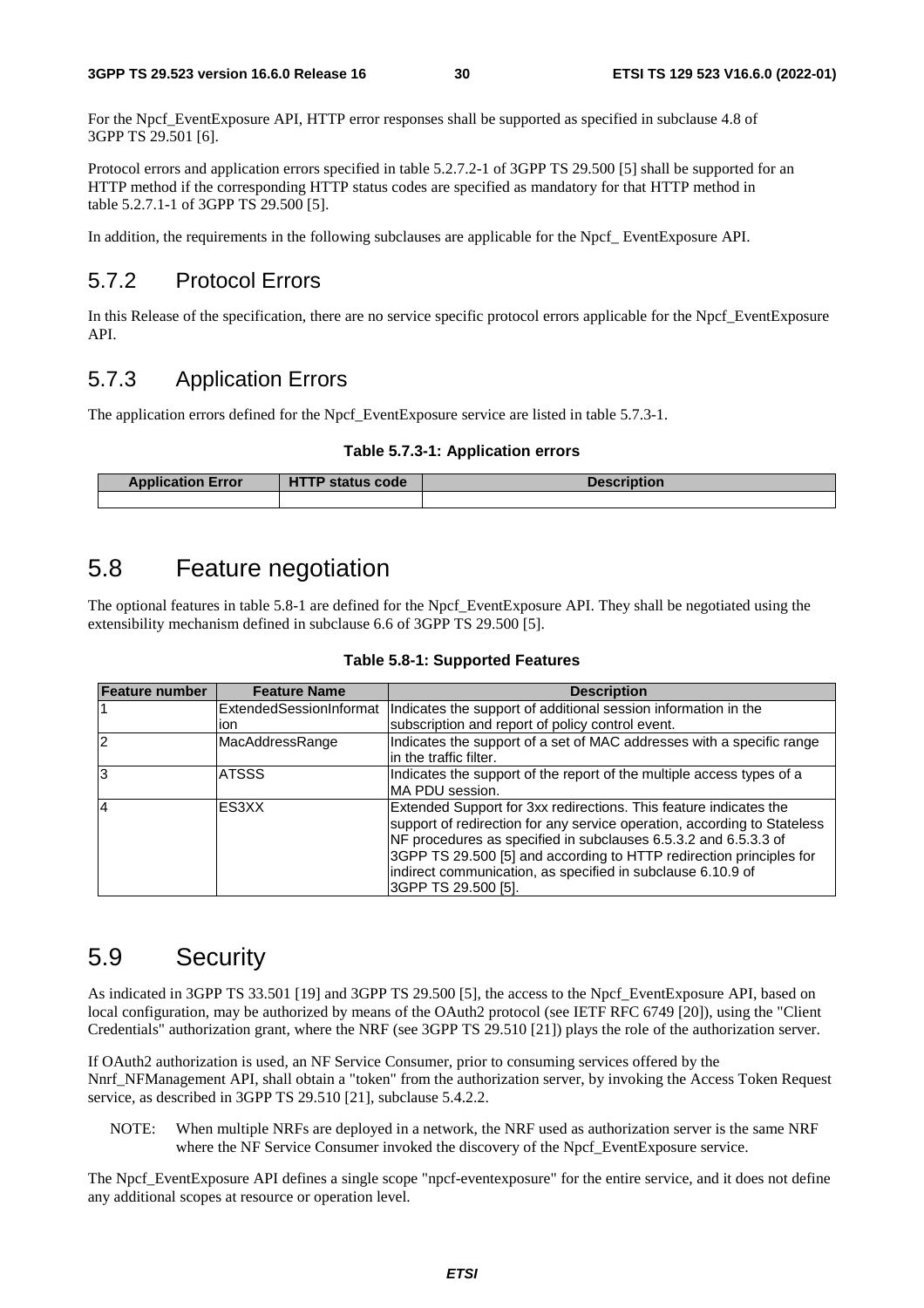For the Npcf_EventExposure API, HTTP error responses shall be supported as specified in subclause 4.8 of 3GPP TS 29.501 [6].

Protocol errors and application errors specified in table 5.2.7.2-1 of 3GPP TS 29.500 [5] shall be supported for an HTTP method if the corresponding HTTP status codes are specified as mandatory for that HTTP method in table 5.2.7.1-1 of 3GPP TS 29.500 [5].

In addition, the requirements in the following subclauses are applicable for the Npcf_ EventExposure API.

### 5.7.2 Protocol Errors

In this Release of the specification, there are no service specific protocol errors applicable for the Npcf_EventExposure API.

### 5.7.3 Application Errors

The application errors defined for the Npcf_EventExposure service are listed in table 5.7.3-1.

**Table 5.7.3-1: Application errors**

| Application Error | HTTP status code | Description |
| --- | --- | --- |
| | | |

## 5.8 Feature negotiation

The optional features in table 5.8-1 are defined for the Npcf_EventExposure API. They shall be negotiated using the extensibility mechanism defined in subclause 6.6 of 3GPP TS 29.500 [5].

**Table 5.8-1: Supported Features**

| Feature number | Feature Name | Description |
| --- | --- | --- |
| 1 | ExtendedSessionInformation | Indicates the support of additional session information in the subscription and report of policy control event. |
| 2 | MacAddressRange | Indicates the support of a set of MAC addresses with a specific range in the traffic filter. |
| 3 | ATSSS | Indicates the support of the report of the multiple access types of a MA PDU session. |
| 4 | ES3XX | Extended Support for 3xx redirections. This feature indicates the support of redirection for any service operation, according to Stateless NF procedures as specified in subclauses 6.5.3.2 and 6.5.3.3 of 3GPP TS 29.500 [5] and according to HTTP redirection principles for indirect communication, as specified in subclause 6.10.9 of 3GPP TS 29.500 [5]. |

## 5.9 Security

As indicated in 3GPP TS 33.501 [19] and 3GPP TS 29.500 [5], the access to the Npcf_EventExposure API, based on local configuration, may be authorized by means of the OAuth2 protocol (see IETF RFC 6749 [20]), using the "Client Credentials" authorization grant, where the NRF (see 3GPP TS 29.510 [21]) plays the role of the authorization server.

If OAuth2 authorization is used, an NF Service Consumer, prior to consuming services offered by the Nnrf_NFManagement API, shall obtain a "token" from the authorization server, by invoking the Access Token Request service, as described in 3GPP TS 29.510 [21], subclause 5.4.2.2.

NOTE: When multiple NRFs are deployed in a network, the NRF used as authorization server is the same NRF where the NF Service Consumer invoked the discovery of the Npcf_EventExposure service.

The Npcf_EventExposure API defines a single scope "npcf-eventexposure" for the entire service, and it does not define any additional scopes at resource or operation level.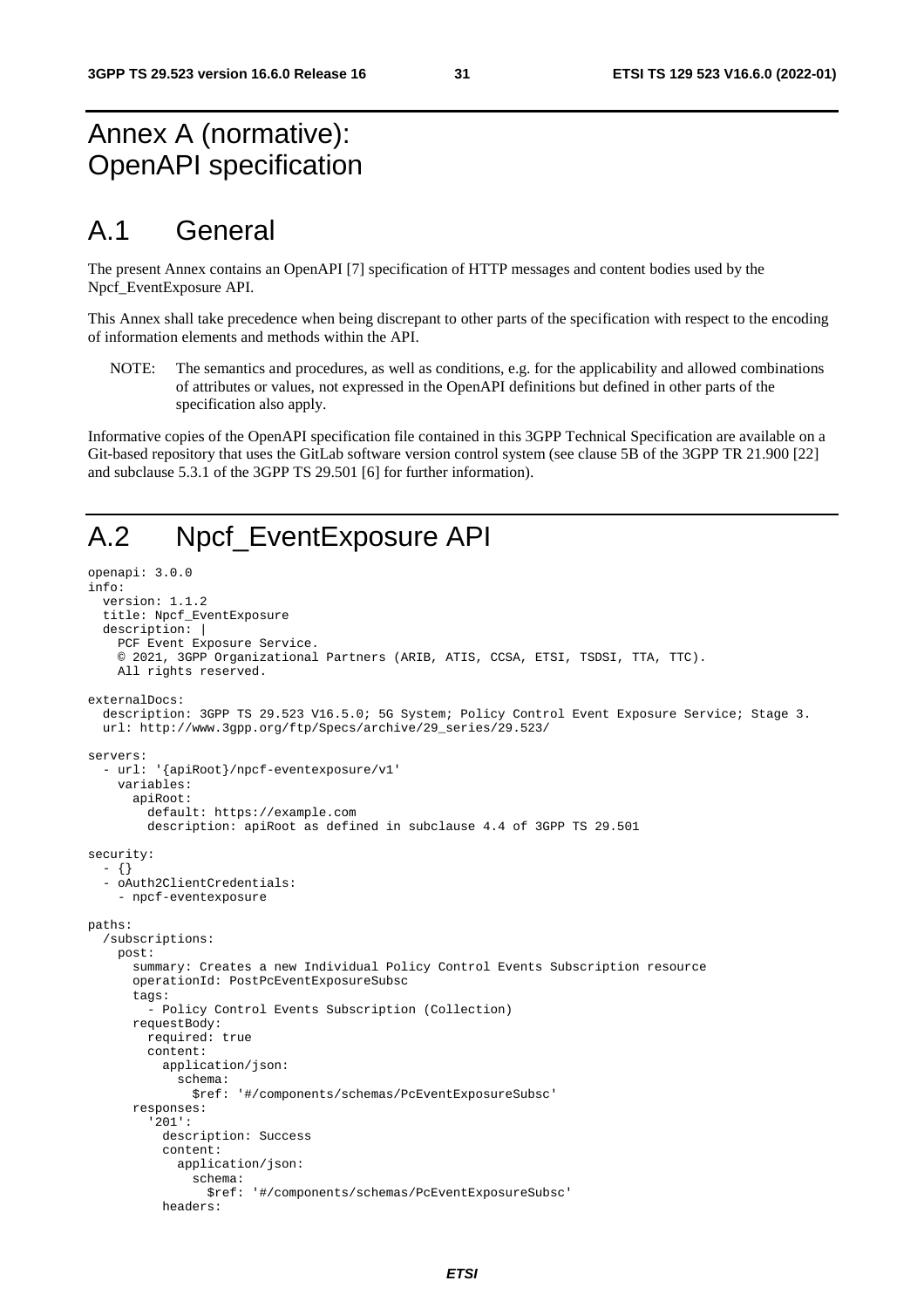# Annex A (normative): OpenAPI specification

# A.1 General

The present Annex contains an OpenAPI [7] specification of HTTP messages and content bodies used by the Npcf_EventExposure API.

This Annex shall take precedence when being discrepant to other parts of the specification with respect to the encoding of information elements and methods within the API.

NOTE: The semantics and procedures, as well as conditions, e.g. for the applicability and allowed combinations of attributes or values, not expressed in the OpenAPI definitions but defined in other parts of the specification also apply.

Informative copies of the OpenAPI specification file contained in this 3GPP Technical Specification are available on a Git-based repository that uses the GitLab software version control system (see clause 5B of the 3GPP TR 21.900 [22] and subclause 5.3.1 of the 3GPP TS 29.501 [6] for further information).

# A.2 Npcf_EventExposure API

```
openapi: 3.0.0
info:
  version: 1.1.2
  title: Npcf_EventExposure
  description: |
    PCF Event Exposure Service.
    © 2021, 3GPP Organizational Partners (ARIB, ATIS, CCSA, ETSI, TSDSI, TTA, TTC).
    All rights reserved.

externalDocs:
  description: 3GPP TS 29.523 V16.5.0; 5G System; Policy Control Event Exposure Service; Stage 3.
  url: http://www.3gpp.org/ftp/Specs/archive/29_series/29.523/

servers:
  - url: '{apiRoot}/npcf-eventexposure/v1'
    variables:
      apiRoot:
        default: https://example.com
        description: apiRoot as defined in subclause 4.4 of 3GPP TS 29.501

security:
  - {}
  - oAuth2ClientCredentials:
    - npcf-eventexposure

paths:
  /subscriptions:
    post:
      summary: Creates a new Individual Policy Control Events Subscription resource
      operationId: PostPcEventExposureSubsc
      tags:
        - Policy Control Events Subscription (Collection)
      requestBody:
        required: true
        content:
          application/json:
            schema:
              $ref: '#/components/schemas/PcEventExposureSubsc'
      responses:
        '201':
          description: Success
          content:
            application/json:
              schema:
                $ref: '#/components/schemas/PcEventExposureSubsc'
          headers:
```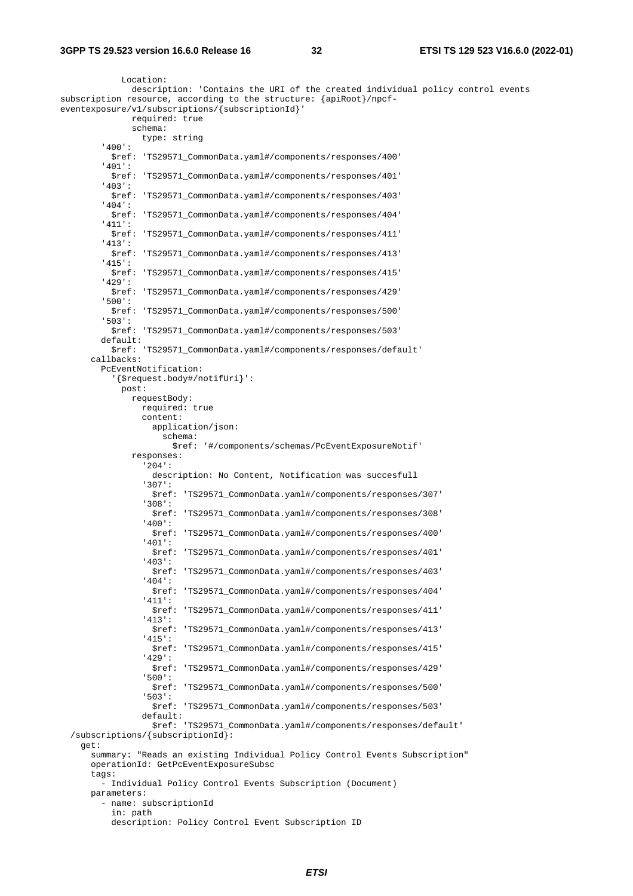```
            Location:
              description: 'Contains the URI of the created individual policy control events
subscription resource, according to the structure: {apiRoot}/npcf-
eventexposure/v1/subscriptions/{subscriptionId}'
              required: true
              schema:
                type: string
        '400':
          $ref: 'TS29571_CommonData.yaml#/components/responses/400'
        '401':
          $ref: 'TS29571_CommonData.yaml#/components/responses/401'
        '403':
          $ref: 'TS29571_CommonData.yaml#/components/responses/403'
        '404':
          $ref: 'TS29571_CommonData.yaml#/components/responses/404'
        '411':
          $ref: 'TS29571_CommonData.yaml#/components/responses/411'
        '413':
          $ref: 'TS29571_CommonData.yaml#/components/responses/413'
        '415':
          $ref: 'TS29571_CommonData.yaml#/components/responses/415'
        '429':
          $ref: 'TS29571_CommonData.yaml#/components/responses/429'
        '500':
          $ref: 'TS29571_CommonData.yaml#/components/responses/500'
        '503':
          $ref: 'TS29571_CommonData.yaml#/components/responses/503'
        default:
          $ref: 'TS29571_CommonData.yaml#/components/responses/default'
      callbacks:
        PcEventNotification:
          '{$request.body#/notifUri}':
            post:
              requestBody:
                required: true
                content:
                  application/json:
                    schema:
                      $ref: '#/components/schemas/PcEventExposureNotif'
              responses:
                '204':
                  description: No Content, Notification was succesfull
                '307':
                  $ref: 'TS29571_CommonData.yaml#/components/responses/307'
                '308':
                  $ref: 'TS29571_CommonData.yaml#/components/responses/308'
                '400':
                  $ref: 'TS29571_CommonData.yaml#/components/responses/400'
                '401':
                  $ref: 'TS29571_CommonData.yaml#/components/responses/401'
                '403':
                  $ref: 'TS29571_CommonData.yaml#/components/responses/403'
                '404':
                  $ref: 'TS29571_CommonData.yaml#/components/responses/404'
                '411':
                  $ref: 'TS29571_CommonData.yaml#/components/responses/411'
                '413':
                  $ref: 'TS29571_CommonData.yaml#/components/responses/413'
                '415':
                  $ref: 'TS29571_CommonData.yaml#/components/responses/415'
                '429':
                  $ref: 'TS29571_CommonData.yaml#/components/responses/429'
                '500':
                  $ref: 'TS29571_CommonData.yaml#/components/responses/500'
                '503':
                  $ref: 'TS29571_CommonData.yaml#/components/responses/503'
                default:
                  $ref: 'TS29571_CommonData.yaml#/components/responses/default'
  /subscriptions/{subscriptionId}:
    get:
      summary: "Reads an existing Individual Policy Control Events Subscription"
      operationId: GetPcEventExposureSubsc
      tags:
        - Individual Policy Control Events Subscription (Document)
      parameters:
        - name: subscriptionId
          in: path
          description: Policy Control Event Subscription ID
```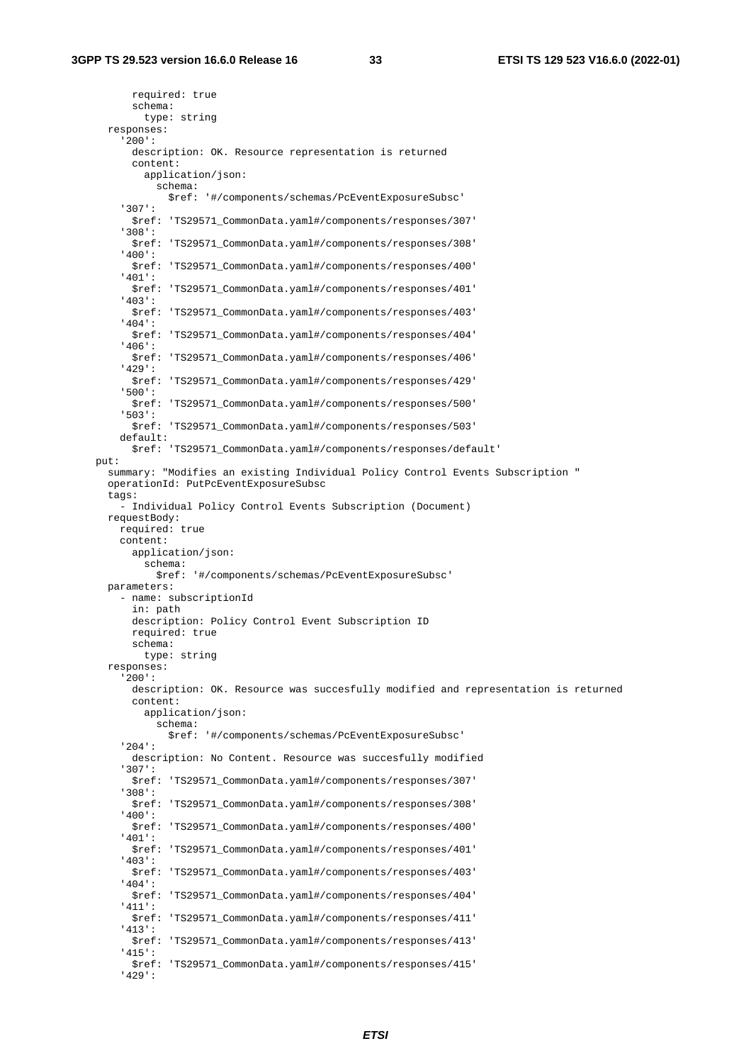```
          required: true
          schema:
            type: string
      responses:
        '200':
          description: OK. Resource representation is returned
          content:
            application/json:
              schema:
                $ref: '#/components/schemas/PcEventExposureSubsc'
        '307':
          $ref: 'TS29571_CommonData.yaml#/components/responses/307'
        '308':
          $ref: 'TS29571_CommonData.yaml#/components/responses/308'
        '400':
          $ref: 'TS29571_CommonData.yaml#/components/responses/400'
        '401':
          $ref: 'TS29571_CommonData.yaml#/components/responses/401'
        '403':
          $ref: 'TS29571_CommonData.yaml#/components/responses/403'
        '404':
          $ref: 'TS29571_CommonData.yaml#/components/responses/404'
        '406':
          $ref: 'TS29571_CommonData.yaml#/components/responses/406'
        '429':
          $ref: 'TS29571_CommonData.yaml#/components/responses/429'
        '500':
          $ref: 'TS29571_CommonData.yaml#/components/responses/500'
        '503':
          $ref: 'TS29571_CommonData.yaml#/components/responses/503'
        default:
          $ref: 'TS29571_CommonData.yaml#/components/responses/default'
    put:
      summary: "Modifies an existing Individual Policy Control Events Subscription "
      operationId: PutPcEventExposureSubsc
      tags:
        - Individual Policy Control Events Subscription (Document)
      requestBody:
        required: true
        content:
          application/json:
            schema:
              $ref: '#/components/schemas/PcEventExposureSubsc'
      parameters:
        - name: subscriptionId
          in: path
          description: Policy Control Event Subscription ID
          required: true
          schema:
            type: string
      responses:
        '200':
          description: OK. Resource was succesfully modified and representation is returned
          content:
            application/json:
              schema:
                $ref: '#/components/schemas/PcEventExposureSubsc'
        '204':
          description: No Content. Resource was succesfully modified
        '307':
          $ref: 'TS29571_CommonData.yaml#/components/responses/307'
        '308':
          $ref: 'TS29571_CommonData.yaml#/components/responses/308'
        '400':
          $ref: 'TS29571_CommonData.yaml#/components/responses/400'
        '401':
          $ref: 'TS29571_CommonData.yaml#/components/responses/401'
        '403':
          $ref: 'TS29571_CommonData.yaml#/components/responses/403'
        '404':
          $ref: 'TS29571_CommonData.yaml#/components/responses/404'
        '411':
          $ref: 'TS29571_CommonData.yaml#/components/responses/411'
        '413':
          $ref: 'TS29571_CommonData.yaml#/components/responses/413'
        '415':
          $ref: 'TS29571_CommonData.yaml#/components/responses/415'
        '429':
```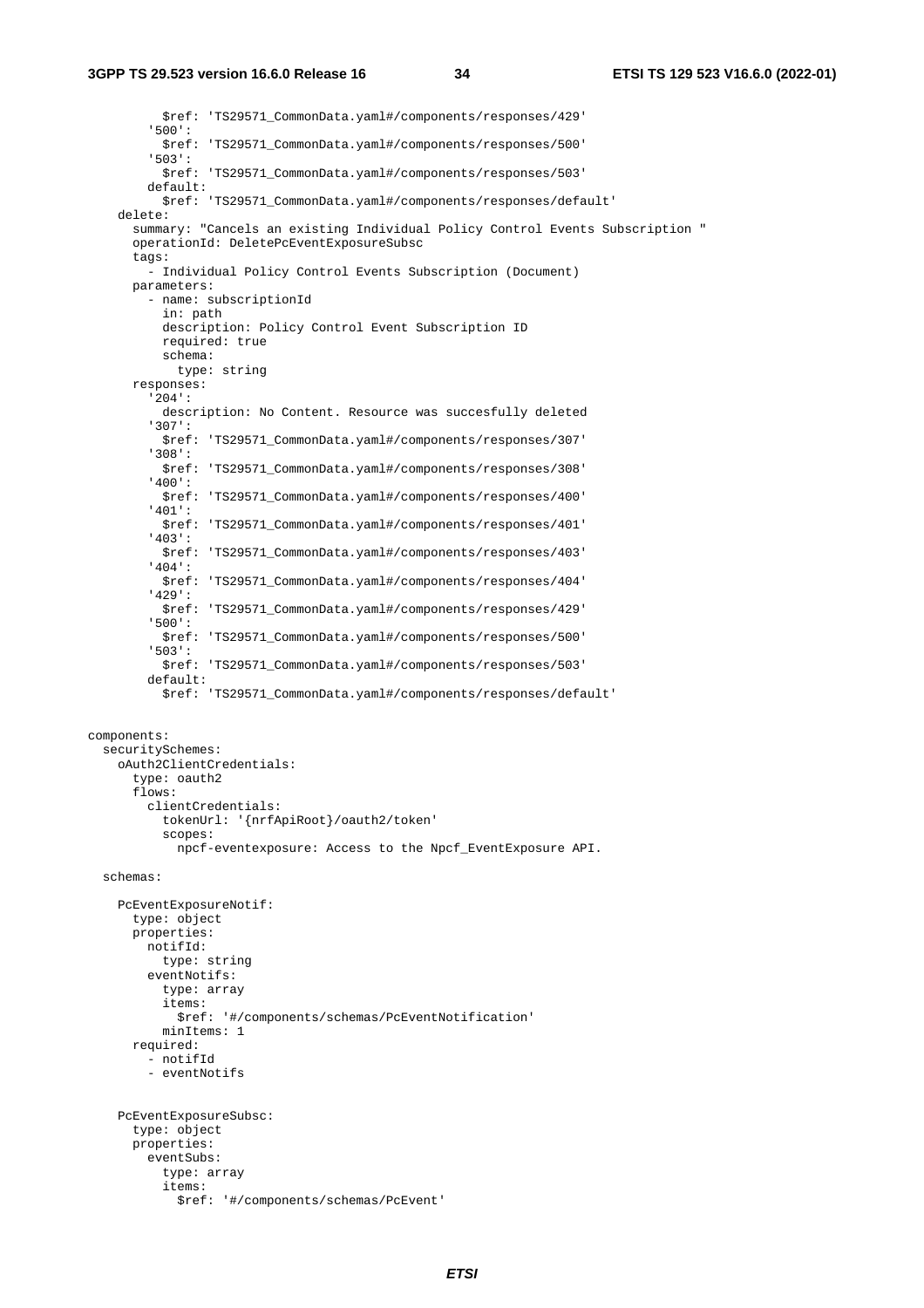```
          $ref: 'TS29571_CommonData.yaml#/components/responses/429'
        '500':
          $ref: 'TS29571_CommonData.yaml#/components/responses/500'
        '503':
          $ref: 'TS29571_CommonData.yaml#/components/responses/503'
        default:
          $ref: 'TS29571_CommonData.yaml#/components/responses/default'
    delete:
      summary: "Cancels an existing Individual Policy Control Events Subscription "
      operationId: DeletePcEventExposureSubsc
      tags:
        - Individual Policy Control Events Subscription (Document)
      parameters:
        - name: subscriptionId
          in: path
          description: Policy Control Event Subscription ID
          required: true
          schema:
            type: string
      responses:
        '204':
          description: No Content. Resource was succesfully deleted
        '307':
          $ref: 'TS29571_CommonData.yaml#/components/responses/307'
        '308':
          $ref: 'TS29571_CommonData.yaml#/components/responses/308'
        '400':
          $ref: 'TS29571_CommonData.yaml#/components/responses/400'
        '401':
          $ref: 'TS29571_CommonData.yaml#/components/responses/401'
        '403':
          $ref: 'TS29571_CommonData.yaml#/components/responses/403'
        '404':
          $ref: 'TS29571_CommonData.yaml#/components/responses/404'
        '429':
          $ref: 'TS29571_CommonData.yaml#/components/responses/429'
        '500':
          $ref: 'TS29571_CommonData.yaml#/components/responses/500'
        '503':
          $ref: 'TS29571_CommonData.yaml#/components/responses/503'
        default:
          $ref: 'TS29571_CommonData.yaml#/components/responses/default'


components:
  securitySchemes:
    oAuth2ClientCredentials:
      type: oauth2
      flows:
        clientCredentials:
          tokenUrl: '{nrfApiRoot}/oauth2/token'
          scopes:
            npcf-eventexposure: Access to the Npcf_EventExposure API.

  schemas:

    PcEventExposureNotif:
      type: object
      properties:
        notifId:
          type: string
        eventNotifs:
          type: array
          items:
            $ref: '#/components/schemas/PcEventNotification'
          minItems: 1
      required:
        - notifId
        - eventNotifs


    PcEventExposureSubsc:
      type: object
      properties:
        eventSubs:
          type: array
          items:
            $ref: '#/components/schemas/PcEvent'
```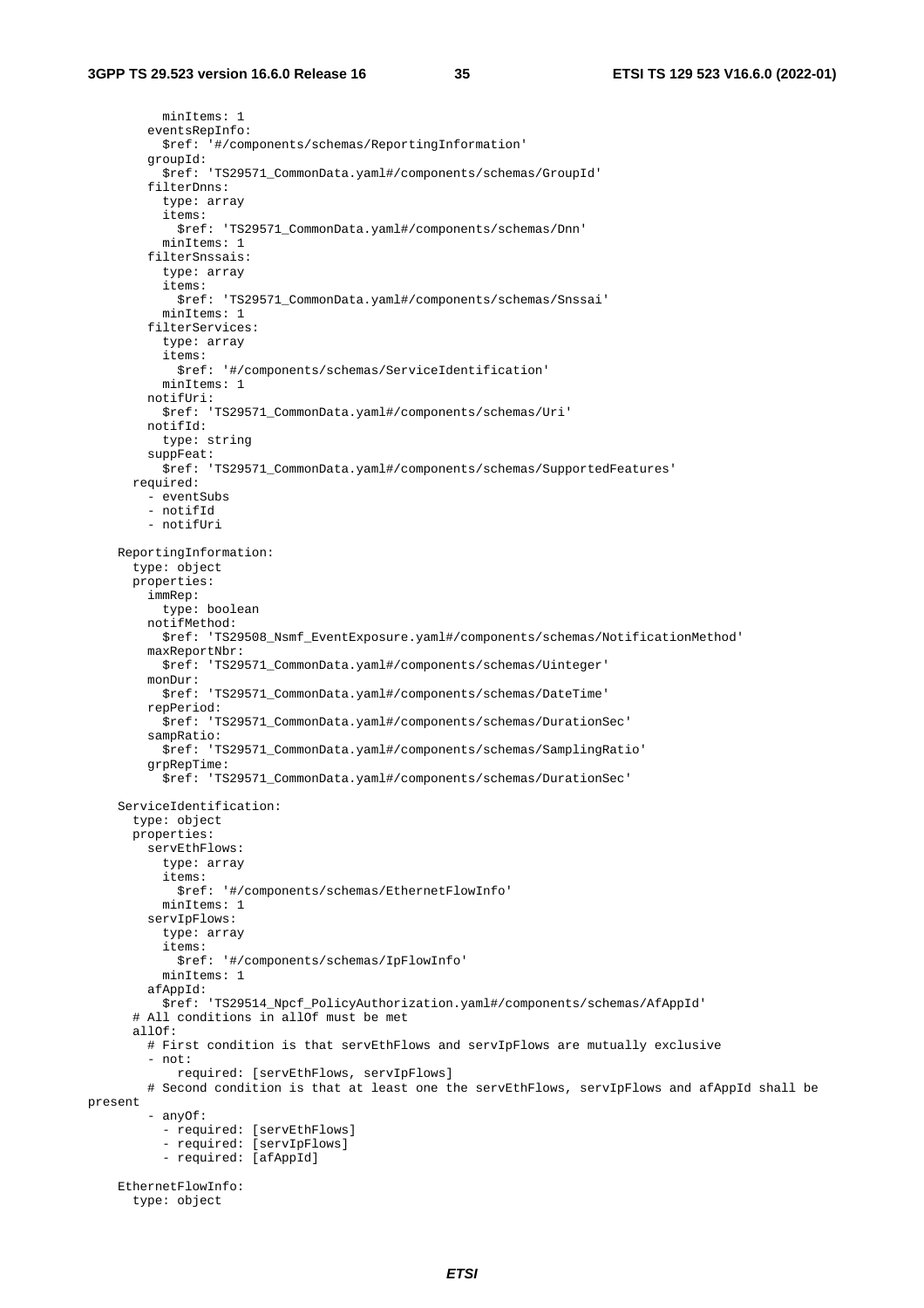```
          minItems: 1
        eventsRepInfo:
          $ref: '#/components/schemas/ReportingInformation'
        groupId:
          $ref: 'TS29571_CommonData.yaml#/components/schemas/GroupId'
        filterDnns:
          type: array
          items:
            $ref: 'TS29571_CommonData.yaml#/components/schemas/Dnn'
          minItems: 1
        filterSnssais:
          type: array
          items:
            $ref: 'TS29571_CommonData.yaml#/components/schemas/Snssai'
          minItems: 1
        filterServices:
          type: array
          items:
            $ref: '#/components/schemas/ServiceIdentification'
          minItems: 1
        notifUri:
          $ref: 'TS29571_CommonData.yaml#/components/schemas/Uri'
        notifId:
          type: string
        suppFeat:
          $ref: 'TS29571_CommonData.yaml#/components/schemas/SupportedFeatures'
      required:
        - eventSubs
        - notifId
        - notifUri

    ReportingInformation:
      type: object
      properties:
        immRep:
          type: boolean
        notifMethod:
          $ref: 'TS29508_Nsmf_EventExposure.yaml#/components/schemas/NotificationMethod'
        maxReportNbr:
          $ref: 'TS29571_CommonData.yaml#/components/schemas/Uinteger'
        monDur:
          $ref: 'TS29571_CommonData.yaml#/components/schemas/DateTime'
        repPeriod:
          $ref: 'TS29571_CommonData.yaml#/components/schemas/DurationSec'
        sampRatio:
          $ref: 'TS29571_CommonData.yaml#/components/schemas/SamplingRatio'
        grpRepTime:
          $ref: 'TS29571_CommonData.yaml#/components/schemas/DurationSec'

    ServiceIdentification:
      type: object
      properties:
        servEthFlows:
          type: array
          items:
            $ref: '#/components/schemas/EthernetFlowInfo'
          minItems: 1
        servIpFlows:
          type: array
          items:
            $ref: '#/components/schemas/IpFlowInfo'
          minItems: 1
        afAppId:
          $ref: 'TS29514_Npcf_PolicyAuthorization.yaml#/components/schemas/AfAppId'
      # All conditions in allOf must be met
      allOf:
        # First condition is that servEthFlows and servIpFlows are mutually exclusive
        - not:
            required: [servEthFlows, servIpFlows]
        # Second condition is that at least one the servEthFlows, servIpFlows and afAppId shall be
present
        - anyOf:
          - required: [servEthFlows]
          - required: [servIpFlows]
          - required: [afAppId]

    EthernetFlowInfo:
      type: object
```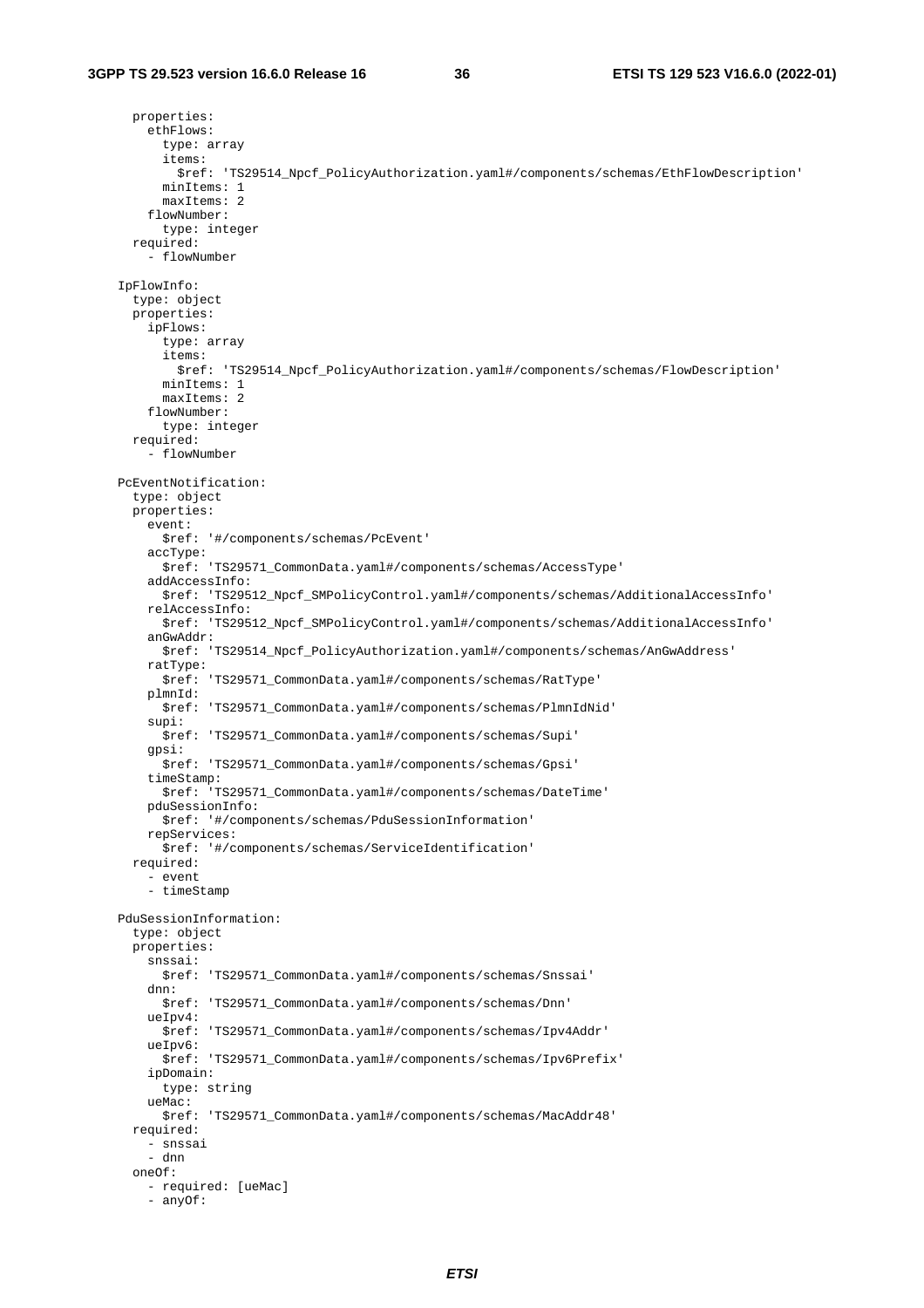```
      properties:
        ethFlows:
          type: array
          items:
            $ref: 'TS29514_Npcf_PolicyAuthorization.yaml#/components/schemas/EthFlowDescription'
          minItems: 1
          maxItems: 2
        flowNumber:
          type: integer
      required:
        - flowNumber

    IpFlowInfo:
      type: object
      properties:
        ipFlows:
          type: array
          items:
            $ref: 'TS29514_Npcf_PolicyAuthorization.yaml#/components/schemas/FlowDescription'
          minItems: 1
          maxItems: 2
        flowNumber:
          type: integer
      required:
        - flowNumber

    PcEventNotification:
      type: object
      properties:
        event:
          $ref: '#/components/schemas/PcEvent'
        accType:
          $ref: 'TS29571_CommonData.yaml#/components/schemas/AccessType'
        addAccessInfo:
          $ref: 'TS29512_Npcf_SMPolicyControl.yaml#/components/schemas/AdditionalAccessInfo'
        relAccessInfo:
          $ref: 'TS29512_Npcf_SMPolicyControl.yaml#/components/schemas/AdditionalAccessInfo'
        anGwAddr:
          $ref: 'TS29514_Npcf_PolicyAuthorization.yaml#/components/schemas/AnGwAddress'
        ratType:
          $ref: 'TS29571_CommonData.yaml#/components/schemas/RatType'
        plmnId:
          $ref: 'TS29571_CommonData.yaml#/components/schemas/PlmnIdNid'
        supi:
          $ref: 'TS29571_CommonData.yaml#/components/schemas/Supi'
        gpsi:
          $ref: 'TS29571_CommonData.yaml#/components/schemas/Gpsi'
        timeStamp:
          $ref: 'TS29571_CommonData.yaml#/components/schemas/DateTime'
        pduSessionInfo:
          $ref: '#/components/schemas/PduSessionInformation'
        repServices:
          $ref: '#/components/schemas/ServiceIdentification'
      required:
        - event
        - timeStamp

    PduSessionInformation:
      type: object
      properties:
        snssai:
          $ref: 'TS29571_CommonData.yaml#/components/schemas/Snssai'
        dnn:
          $ref: 'TS29571_CommonData.yaml#/components/schemas/Dnn'
        ueIpv4:
          $ref: 'TS29571_CommonData.yaml#/components/schemas/Ipv4Addr'
        ueIpv6:
          $ref: 'TS29571_CommonData.yaml#/components/schemas/Ipv6Prefix'
        ipDomain:
          type: string
        ueMac:
          $ref: 'TS29571_CommonData.yaml#/components/schemas/MacAddr48'
      required:
        - snssai
        - dnn
      oneOf:
        - required: [ueMac]
        - anyOf:
```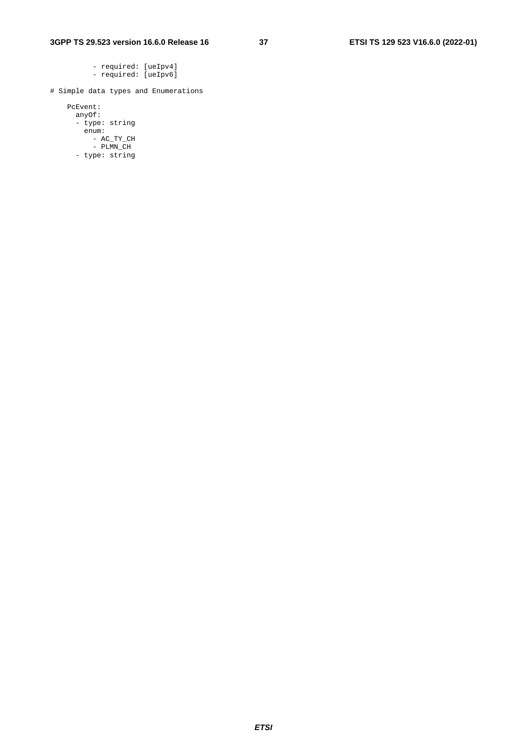```
          - required: [ueIpv4]
          - required: [ueIpv6]

# Simple data types and Enumerations

    PcEvent:
      anyOf:
      - type: string
        enum:
          - AC_TY_CH
          - PLMN_CH
      - type: string
```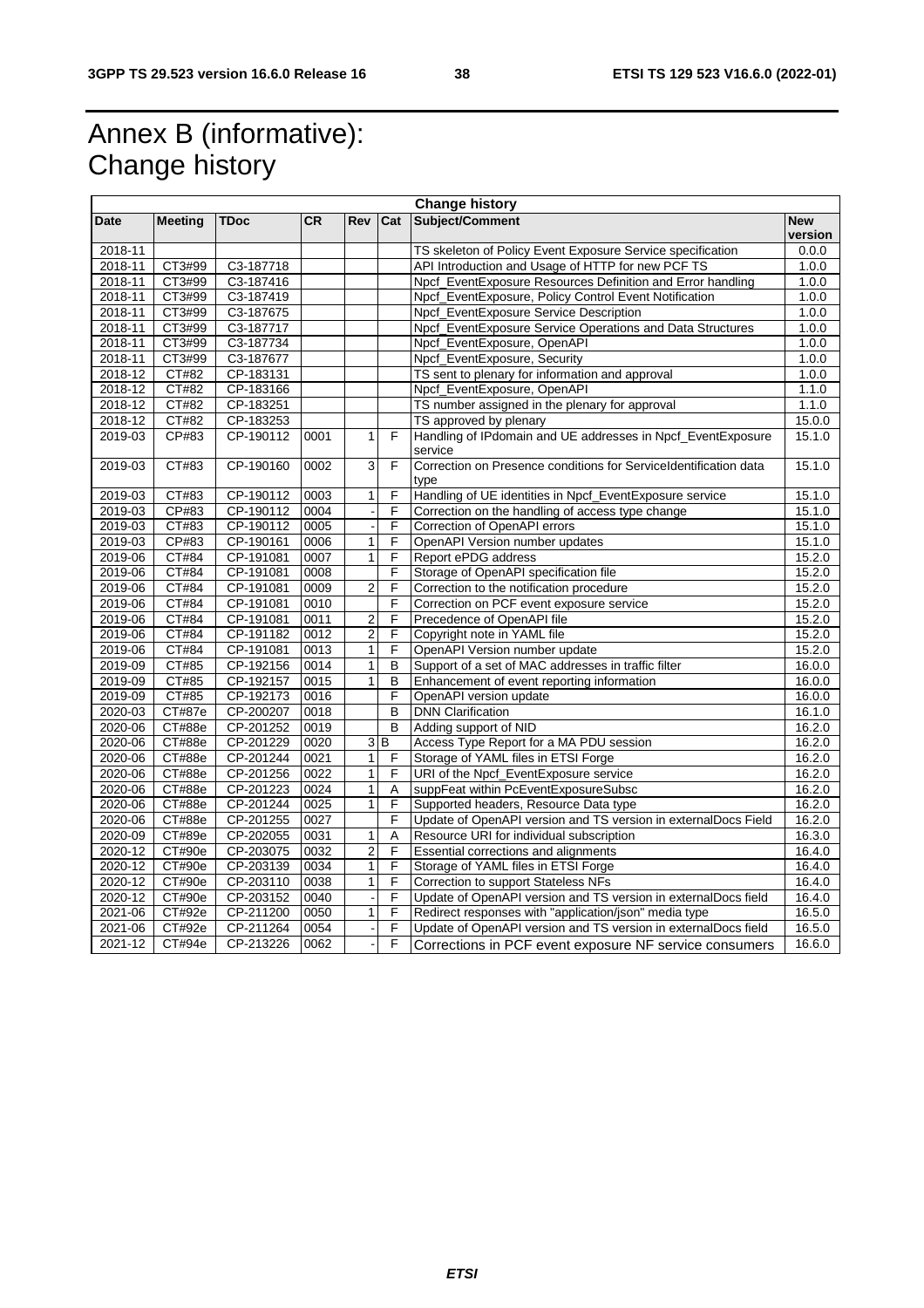# Annex B (informative): Change history

| Change history | | | | | | | |
|---|---|---|---|---|---|---|---|
| **Date** | **Meeting** | **TDoc** | **CR** | **Rev** | **Cat** | **Subject/Comment** | **New version** |
| 2018-11 | | | | | | TS skeleton of Policy Event Exposure Service specification | 0.0.0 |
| 2018-11 | CT3#99 | C3-187718 | | | | API Introduction and Usage of HTTP for new PCF TS | 1.0.0 |
| 2018-11 | CT3#99 | C3-187416 | | | | Npcf_EventExposure Resources Definition and Error handling | 1.0.0 |
| 2018-11 | CT3#99 | C3-187419 | | | | Npcf_EventExposure, Policy Control Event Notification | 1.0.0 |
| 2018-11 | CT3#99 | C3-187675 | | | | Npcf_EventExposure Service Description | 1.0.0 |
| 2018-11 | CT3#99 | C3-187717 | | | | Npcf_EventExposure Service Operations and Data Structures | 1.0.0 |
| 2018-11 | CT3#99 | C3-187734 | | | | Npcf_EventExposure, OpenAPI | 1.0.0 |
| 2018-11 | CT3#99 | C3-187677 | | | | Npcf_EventExposure, Security | 1.0.0 |
| 2018-12 | CT#82 | CP-183131 | | | | TS sent to plenary for information and approval | 1.0.0 |
| 2018-12 | CT#82 | CP-183166 | | | | Npcf_EventExposure, OpenAPI | 1.1.0 |
| 2018-12 | CT#82 | CP-183251 | | | | TS number assigned in the plenary for approval | 1.1.0 |
| 2018-12 | CT#82 | CP-183253 | | | | TS approved by plenary | 15.0.0 |
| 2019-03 | CP#83 | CP-190112 | 0001 | 1 | F | Handling of IPdomain and UE addresses in Npcf_EventExposure service | 15.1.0 |
| 2019-03 | CT#83 | CP-190160 | 0002 | 3 | F | Correction on Presence conditions for ServiceIdentification data type | 15.1.0 |
| 2019-03 | CT#83 | CP-190112 | 0003 | 1 | F | Handling of UE identities in Npcf_EventExposure service | 15.1.0 |
| 2019-03 | CP#83 | CP-190112 | 0004 | - | F | Correction on the handling of access type change | 15.1.0 |
| 2019-03 | CT#83 | CP-190112 | 0005 | - | F | Correction of OpenAPI errors | 15.1.0 |
| 2019-03 | CP#83 | CP-190161 | 0006 | 1 | F | OpenAPI Version number updates | 15.1.0 |
| 2019-06 | CT#84 | CP-191081 | 0007 | 1 | F | Report ePDG address | 15.2.0 |
| 2019-06 | CT#84 | CP-191081 | 0008 | | F | Storage of OpenAPI specification file | 15.2.0 |
| 2019-06 | CT#84 | CP-191081 | 0009 | 2 | F | Correction to the notification procedure | 15.2.0 |
| 2019-06 | CT#84 | CP-191081 | 0010 | | F | Correction on PCF event exposure service | 15.2.0 |
| 2019-06 | CT#84 | CP-191081 | 0011 | 2 | F | Precedence of OpenAPI file | 15.2.0 |
| 2019-06 | CT#84 | CP-191182 | 0012 | 2 | F | Copyright note in YAML file | 15.2.0 |
| 2019-06 | CT#84 | CP-191081 | 0013 | 1 | F | OpenAPI Version number update | 15.2.0 |
| 2019-09 | CT#85 | CP-192156 | 0014 | 1 | B | Support of a set of MAC addresses in traffic filter | 16.0.0 |
| 2019-09 | CT#85 | CP-192157 | 0015 | 1 | B | Enhancement of event reporting information | 16.0.0 |
| 2019-09 | CT#85 | CP-192173 | 0016 | | F | OpenAPI version update | 16.0.0 |
| 2020-03 | CT#87e | CP-200207 | 0018 | | B | DNN Clarification | 16.1.0 |
| 2020-06 | CT#88e | CP-201252 | 0019 | | B | Adding support of NID | 16.2.0 |
| 2020-06 | CT#88e | CP-201229 | 0020 | 3 | B | Access Type Report for a MA PDU session | 16.2.0 |
| 2020-06 | CT#88e | CP-201244 | 0021 | 1 | F | Storage of YAML files in ETSI Forge | 16.2.0 |
| 2020-06 | CT#88e | CP-201256 | 0022 | 1 | F | URI of the Npcf_EventExposure service | 16.2.0 |
| 2020-06 | CT#88e | CP-201223 | 0024 | 1 | A | suppFeat within PcEventExposureSubsc | 16.2.0 |
| 2020-06 | CT#88e | CP-201244 | 0025 | 1 | F | Supported headers, Resource Data type | 16.2.0 |
| 2020-06 | CT#88e | CP-201255 | 0027 | | F | Update of OpenAPI version and TS version in externalDocs Field | 16.2.0 |
| 2020-09 | CT#89e | CP-202055 | 0031 | 1 | A | Resource URI for individual subscription | 16.3.0 |
| 2020-12 | CT#90e | CP-203075 | 0032 | 2 | F | Essential corrections and alignments | 16.4.0 |
| 2020-12 | CT#90e | CP-203139 | 0034 | 1 | F | Storage of YAML files in ETSI Forge | 16.4.0 |
| 2020-12 | CT#90e | CP-203110 | 0038 | 1 | F | Correction to support Stateless NFs | 16.4.0 |
| 2020-12 | CT#90e | CP-203152 | 0040 | - | F | Update of OpenAPI version and TS version in externalDocs field | 16.4.0 |
| 2021-06 | CT#92e | CP-211200 | 0050 | 1 | F | Redirect responses with "application/json" media type | 16.5.0 |
| 2021-06 | CT#92e | CP-211264 | 0054 | - | F | Update of OpenAPI version and TS version in externalDocs field | 16.5.0 |
| 2021-12 | CT#94e | CP-213226 | 0062 | - | F | Corrections in PCF event exposure NF service consumers | 16.6.0 |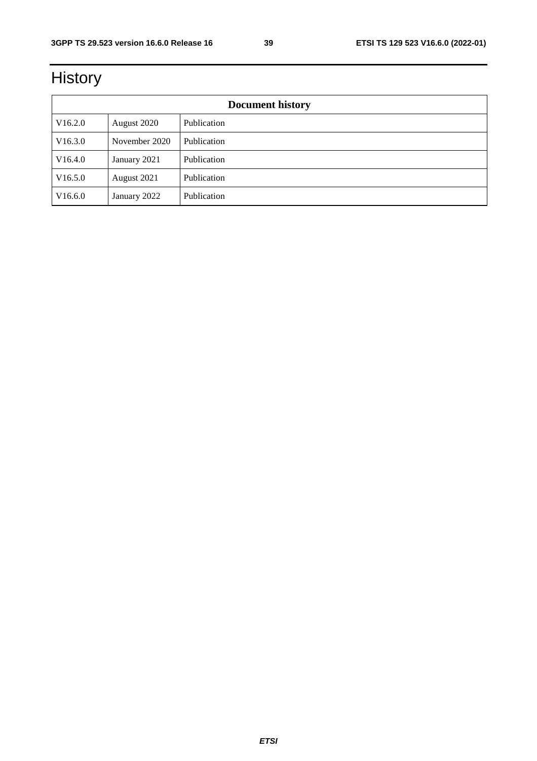# History

| Document history | | |
|---|---|---|
| V16.2.0 | August 2020 | Publication |
| V16.3.0 | November 2020 | Publication |
| V16.4.0 | January 2021 | Publication |
| V16.5.0 | August 2021 | Publication |
| V16.6.0 | January 2022 | Publication |